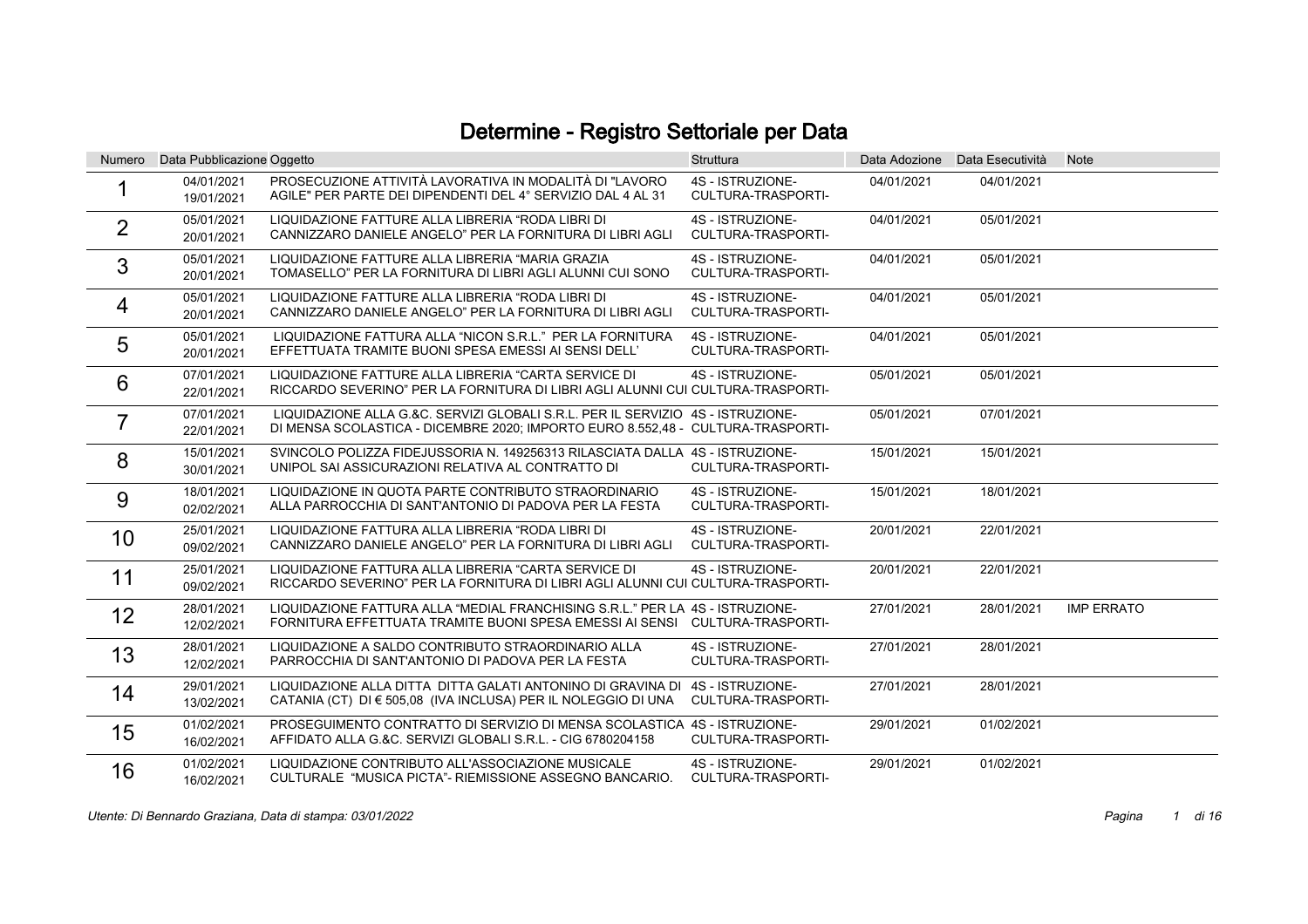# Determine - Registro Settoriale per Data

| Numero | Data Pubblicazione | Oggetto | Struttura | Data Adozione | Data Esecutività | Note |
|---|---|---|---|---|---|---|
| 1 | 04/01/2021<br>19/01/2021 | PROSECUZIONE ATTIVITÀ LAVORATIVA IN MODALITÀ DI "LAVORO AGILE" PER PARTE DEI DIPENDENTI DEL 4° SERVIZIO DAL 4 AL 31 | 4S - ISTRUZIONE-CULTURA-TRASPORTI- | 04/01/2021 | 04/01/2021 | |
| 2 | 05/01/2021<br>20/01/2021 | LIQUIDAZIONE FATTURE ALLA LIBRERIA "RODA LIBRI DI CANNIZZARO DANIELE ANGELO" PER LA FORNITURA DI LIBRI AGLI | 4S - ISTRUZIONE-CULTURA-TRASPORTI- | 04/01/2021 | 05/01/2021 | |
| 3 | 05/01/2021<br>20/01/2021 | LIQUIDAZIONE FATTURE ALLA LIBRERIA "MARIA GRAZIA TOMASELLO" PER LA FORNITURA DI LIBRI AGLI ALUNNI CUI SONO | 4S - ISTRUZIONE-CULTURA-TRASPORTI- | 04/01/2021 | 05/01/2021 | |
| 4 | 05/01/2021<br>20/01/2021 | LIQUIDAZIONE FATTURE ALLA LIBRERIA "RODA LIBRI DI CANNIZZARO DANIELE ANGELO" PER LA FORNITURA DI LIBRI AGLI | 4S - ISTRUZIONE-CULTURA-TRASPORTI- | 04/01/2021 | 05/01/2021 | |
| 5 | 05/01/2021<br>20/01/2021 | LIQUIDAZIONE FATTURA ALLA "NICON S.R.L." PER LA FORNITURA EFFETTUATA TRAMITE BUONI SPESA EMESSI AI SENSI DELL' | 4S - ISTRUZIONE-CULTURA-TRASPORTI- | 04/01/2021 | 05/01/2021 | |
| 6 | 07/01/2021<br>22/01/2021 | LIQUIDAZIONE FATTURE ALLA LIBRERIA "CARTA SERVICE DI RICCARDO SEVERINO" PER LA FORNITURA DI LIBRI AGLI ALUNNI CUI | 4S - ISTRUZIONE-CULTURA-TRASPORTI- | 05/01/2021 | 05/01/2021 | |
| 7 | 07/01/2021<br>22/01/2021 | LIQUIDAZIONE ALLA G.&C. SERVIZI GLOBALI S.R.L. PER IL SERVIZIO DI MENSA SCOLASTICA - DICEMBRE 2020; IMPORTO EURO 8.552,48 - | 4S - ISTRUZIONE-CULTURA-TRASPORTI- | 05/01/2021 | 07/01/2021 | |
| 8 | 15/01/2021<br>30/01/2021 | SVINCOLO POLIZZA FIDEJUSSORIA N. 149256313 RILASCIATA DALLA UNIPOL SAI ASSICURAZIONI RELATIVA AL CONTRATTO DI | 4S - ISTRUZIONE-CULTURA-TRASPORTI- | 15/01/2021 | 15/01/2021 | |
| 9 | 18/01/2021<br>02/02/2021 | LIQUIDAZIONE IN QUOTA PARTE CONTRIBUTO STRAORDINARIO ALLA PARROCCHIA DI SANT'ANTONIO DI PADOVA PER LA FESTA | 4S - ISTRUZIONE-CULTURA-TRASPORTI- | 15/01/2021 | 18/01/2021 | |
| 10 | 25/01/2021<br>09/02/2021 | LIQUIDAZIONE FATTURA ALLA LIBRERIA "RODA LIBRI DI CANNIZZARO DANIELE ANGELO" PER LA FORNITURA DI LIBRI AGLI | 4S - ISTRUZIONE-CULTURA-TRASPORTI- | 20/01/2021 | 22/01/2021 | |
| 11 | 25/01/2021<br>09/02/2021 | LIQUIDAZIONE FATTURA ALLA LIBRERIA "CARTA SERVICE DI RICCARDO SEVERINO" PER LA FORNITURA DI LIBRI AGLI ALUNNI CUI | 4S - ISTRUZIONE-CULTURA-TRASPORTI- | 20/01/2021 | 22/01/2021 | |
| 12 | 28/01/2021<br>12/02/2021 | LIQUIDAZIONE FATTURA ALLA "MEDIAL FRANCHISING S.R.L." PER LA FORNITURA EFFETTUATA TRAMITE BUONI SPESA EMESSI AI SENSI | 4S - ISTRUZIONE-CULTURA-TRASPORTI- | 27/01/2021 | 28/01/2021 | IMP ERRATO |
| 13 | 28/01/2021<br>12/02/2021 | LIQUIDAZIONE A SALDO CONTRIBUTO STRAORDINARIO ALLA PARROCCHIA DI SANT'ANTONIO DI PADOVA PER LA FESTA | 4S - ISTRUZIONE-CULTURA-TRASPORTI- | 27/01/2021 | 28/01/2021 | |
| 14 | 29/01/2021<br>13/02/2021 | LIQUIDAZIONE ALLA DITTA DITTA GALATI ANTONINO DI GRAVINA DI CATANIA (CT) DI € 505,08 (IVA INCLUSA) PER IL NOLEGGIO DI UNA | 4S - ISTRUZIONE-CULTURA-TRASPORTI- | 27/01/2021 | 28/01/2021 | |
| 15 | 01/02/2021<br>16/02/2021 | PROSEGUIMENTO CONTRATTO DI SERVIZIO DI MENSA SCOLASTICA AFFIDATO ALLA G.&C. SERVIZI GLOBALI S.R.L. - CIG 6780204158 | 4S - ISTRUZIONE-CULTURA-TRASPORTI- | 29/01/2021 | 01/02/2021 | |
| 16 | 01/02/2021<br>16/02/2021 | LIQUIDAZIONE CONTRIBUTO ALL'ASSOCIAZIONE MUSICALE CULTURALE "MUSICA PICTA"- RIEMISSIONE ASSEGNO BANCARIO. | 4S - ISTRUZIONE-CULTURA-TRASPORTI- | 29/01/2021 | 01/02/2021 | |

*Utente: Di Bennardo Graziana, Data di stampa: 03/01/2022*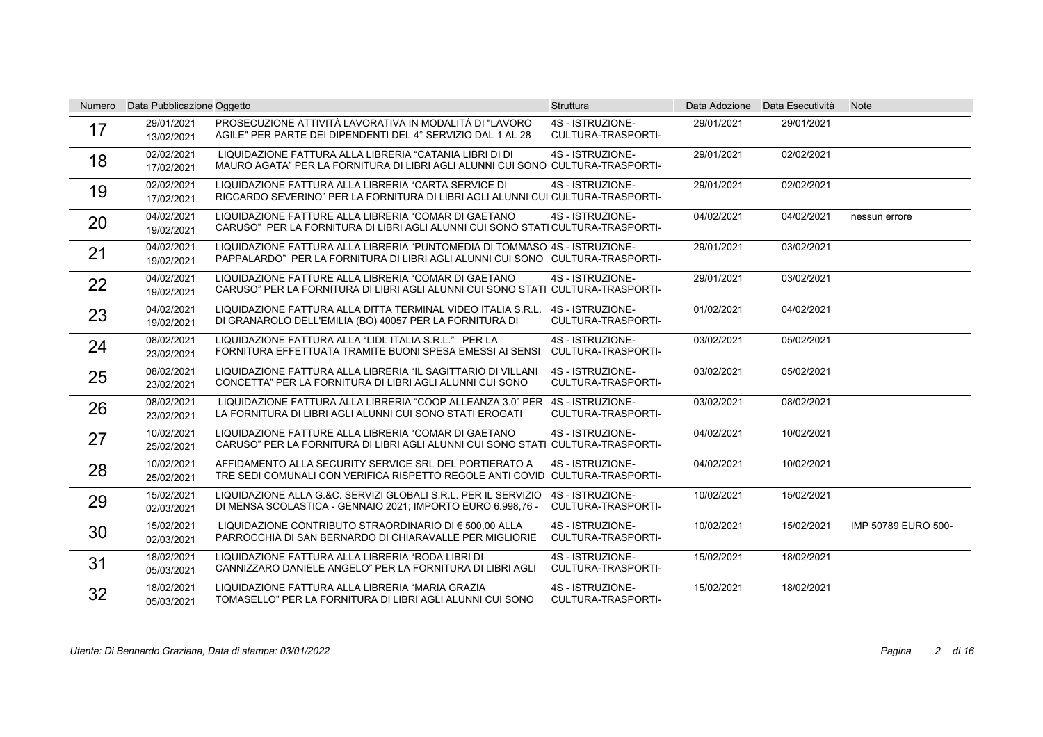| Numero | Data Pubblicazione | Oggetto | Struttura | Data Adozione | Data Esecutività | Note |
|---|---|---|---|---|---|---|
| 17 | 29/01/2021 13/02/2021 | PROSECUZIONE ATTIVITÀ LAVORATIVA IN MODALITÀ DI "LAVORO AGILE" PER PARTE DEI DIPENDENTI DEL 4° SERVIZIO DAL 1 AL 28 | 4S - ISTRUZIONE-CULTURA-TRASPORTI- | 29/01/2021 | 29/01/2021 | |
| 18 | 02/02/2021 17/02/2021 | LIQUIDAZIONE FATTURA ALLA LIBRERIA "CATANIA LIBRI DI DI MAURO AGATA" PER LA FORNITURA DI LIBRI AGLI ALUNNI CUI SONO | 4S - ISTRUZIONE-CULTURA-TRASPORTI- | 29/01/2021 | 02/02/2021 | |
| 19 | 02/02/2021 17/02/2021 | LIQUIDAZIONE FATTURA ALLA LIBRERIA "CARTA SERVICE DI RICCARDO SEVERINO" PER LA FORNITURA DI LIBRI AGLI ALUNNI CUI | 4S - ISTRUZIONE-CULTURA-TRASPORTI- | 29/01/2021 | 02/02/2021 | |
| 20 | 04/02/2021 19/02/2021 | LIQUIDAZIONE FATTURE ALLA LIBRERIA "COMAR DI GAETANO CARUSO" PER LA FORNITURA DI LIBRI AGLI ALUNNI CUI SONO STATI | 4S - ISTRUZIONE-CULTURA-TRASPORTI- | 04/02/2021 | 04/02/2021 | nessun errore |
| 21 | 04/02/2021 19/02/2021 | LIQUIDAZIONE FATTURA ALLA LIBRERIA "PUNTOMEDIA DI TOMMASO PAPPALARDO" PER LA FORNITURA DI LIBRI AGLI ALUNNI CUI SONO | 4S - ISTRUZIONE-CULTURA-TRASPORTI- | 29/01/2021 | 03/02/2021 | |
| 22 | 04/02/2021 19/02/2021 | LIQUIDAZIONE FATTURE ALLA LIBRERIA "COMAR DI GAETANO CARUSO" PER LA FORNITURA DI LIBRI AGLI ALUNNI CUI SONO STATI | 4S - ISTRUZIONE-CULTURA-TRASPORTI- | 29/01/2021 | 03/02/2021 | |
| 23 | 04/02/2021 19/02/2021 | LIQUIDAZIONE FATTURA ALLA DITTA TERMINAL VIDEO ITALIA S.R.L. DI GRANAROLO DELL'EMILIA (BO) 40057 PER LA FORNITURA DI | 4S - ISTRUZIONE-CULTURA-TRASPORTI- | 01/02/2021 | 04/02/2021 | |
| 24 | 08/02/2021 23/02/2021 | LIQUIDAZIONE FATTURA ALLA "LIDL ITALIA S.R.L." PER LA FORNITURA EFFETTUATA TRAMITE BUONI SPESA EMESSI AI SENSI | 4S - ISTRUZIONE-CULTURA-TRASPORTI- | 03/02/2021 | 05/02/2021 | |
| 25 | 08/02/2021 23/02/2021 | LIQUIDAZIONE FATTURA ALLA LIBRERIA "IL SAGITTARIO DI VILLANI CONCETTA" PER LA FORNITURA DI LIBRI AGLI ALUNNI CUI SONO | 4S - ISTRUZIONE-CULTURA-TRASPORTI- | 03/02/2021 | 05/02/2021 | |
| 26 | 08/02/2021 23/02/2021 | LIQUIDAZIONE FATTURA ALLA LIBRERIA "COOP ALLEANZA 3.0" PER LA FORNITURA DI LIBRI AGLI ALUNNI CUI SONO STATI EROGATI | 4S - ISTRUZIONE-CULTURA-TRASPORTI- | 03/02/2021 | 08/02/2021 | |
| 27 | 10/02/2021 25/02/2021 | LIQUIDAZIONE FATTURE ALLA LIBRERIA "COMAR DI GAETANO CARUSO" PER LA FORNITURA DI LIBRI AGLI ALUNNI CUI SONO STATI | 4S - ISTRUZIONE-CULTURA-TRASPORTI- | 04/02/2021 | 10/02/2021 | |
| 28 | 10/02/2021 25/02/2021 | AFFIDAMENTO ALLA SECURITY SERVICE SRL DEL PORTIERATO A TRE SEDI COMUNALI CON VERIFICA RISPETTO REGOLE ANTI COVID | 4S - ISTRUZIONE-CULTURA-TRASPORTI- | 04/02/2021 | 10/02/2021 | |
| 29 | 15/02/2021 02/03/2021 | LIQUIDAZIONE ALLA G.&C. SERVIZI GLOBALI S.R.L. PER IL SERVIZIO DI MENSA SCOLASTICA - GENNAIO 2021; IMPORTO EURO 6.998,76 - | 4S - ISTRUZIONE-CULTURA-TRASPORTI- | 10/02/2021 | 15/02/2021 | |
| 30 | 15/02/2021 02/03/2021 | LIQUIDAZIONE CONTRIBUTO STRAORDINARIO DI € 500,00 ALLA PARROCCHIA DI SAN BERNARDO DI CHIARAVALLE PER MIGLIORIE | 4S - ISTRUZIONE-CULTURA-TRASPORTI- | 10/02/2021 | 15/02/2021 | IMP 50789 EURO 500- |
| 31 | 18/02/2021 05/03/2021 | LIQUIDAZIONE FATTURA ALLA LIBRERIA "RODA LIBRI DI CANNIZZARO DANIELE ANGELO" PER LA FORNITURA DI LIBRI AGLI | 4S - ISTRUZIONE-CULTURA-TRASPORTI- | 15/02/2021 | 18/02/2021 | |
| 32 | 18/02/2021 05/03/2021 | LIQUIDAZIONE FATTURA ALLA LIBRERIA "MARIA GRAZIA TOMASELLO" PER LA FORNITURA DI LIBRI AGLI ALUNNI CUI SONO | 4S - ISTRUZIONE-CULTURA-TRASPORTI- | 15/02/2021 | 18/02/2021 | |

*Utente: Di Bennardo Graziana, Data di stampa: 03/01/2022*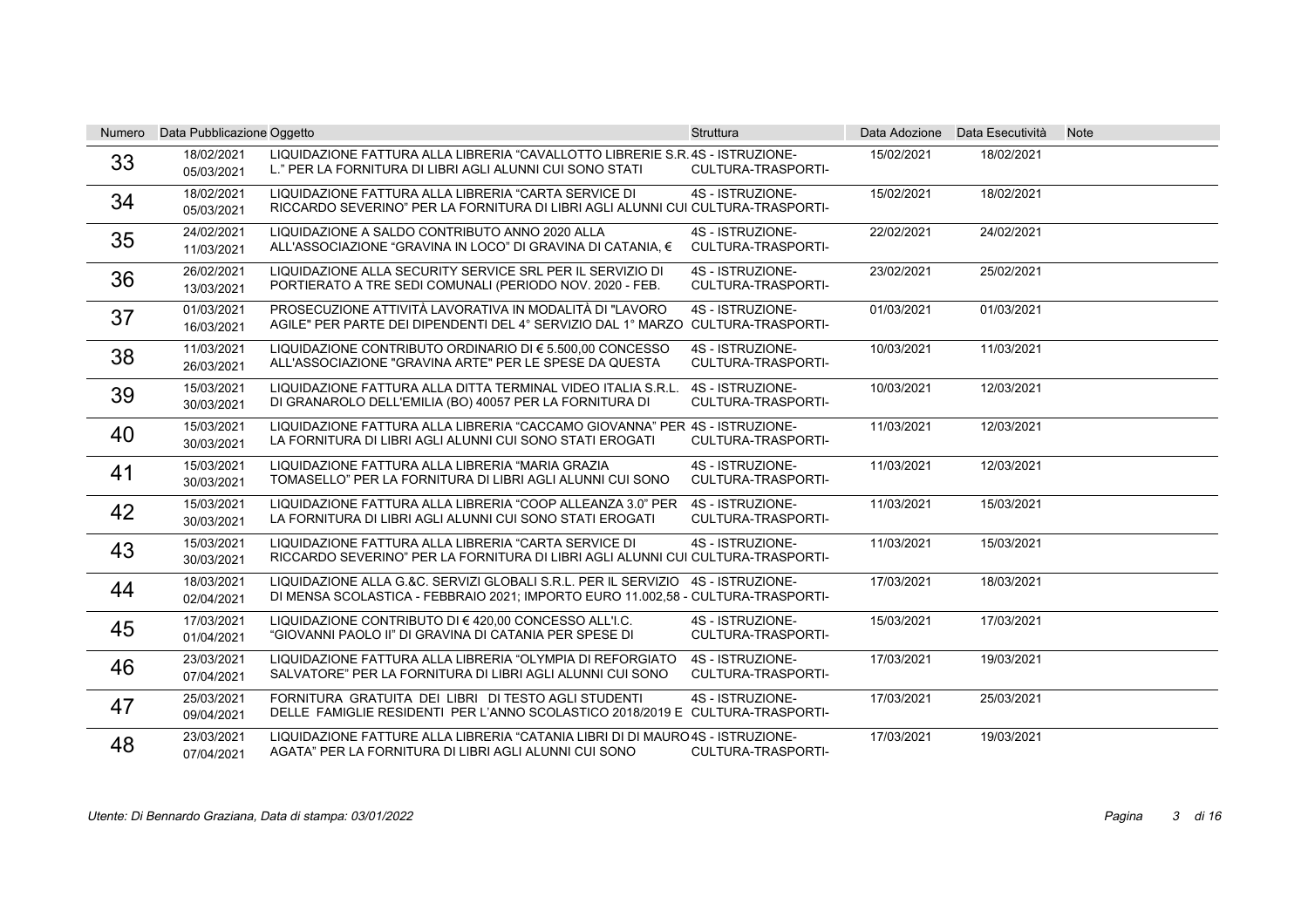| Numero | Data Pubblicazione | Oggetto | Struttura | Data Adozione | Data Esecutività | Note |
|---|---|---|---|---|---|---|
| 33 | 18/02/2021<br>05/03/2021 | LIQUIDAZIONE FATTURA ALLA LIBRERIA "CAVALLOTTO LIBRERIE S.R.L." PER LA FORNITURA DI LIBRI AGLI ALUNNI CUI SONO STATI | 4S - ISTRUZIONE-CULTURA-TRASPORTI- | 15/02/2021 | 18/02/2021 | |
| 34 | 18/02/2021<br>05/03/2021 | LIQUIDAZIONE FATTURA ALLA LIBRERIA "CARTA SERVICE DI RICCARDO SEVERINO" PER LA FORNITURA DI LIBRI AGLI ALUNNI CUI | 4S - ISTRUZIONE-CULTURA-TRASPORTI- | 15/02/2021 | 18/02/2021 | |
| 35 | 24/02/2021<br>11/03/2021 | LIQUIDAZIONE A SALDO CONTRIBUTO ANNO 2020 ALLA ALL'ASSOCIAZIONE "GRAVINA IN LOCO" DI GRAVINA DI CATANIA, € | 4S - ISTRUZIONE-CULTURA-TRASPORTI- | 22/02/2021 | 24/02/2021 | |
| 36 | 26/02/2021<br>13/03/2021 | LIQUIDAZIONE ALLA SECURITY SERVICE SRL PER IL SERVIZIO DI PORTIERATO A TRE SEDI COMUNALI (PERIODO NOV. 2020 - FEB. | 4S - ISTRUZIONE-CULTURA-TRASPORTI- | 23/02/2021 | 25/02/2021 | |
| 37 | 01/03/2021<br>16/03/2021 | PROSECUZIONE ATTIVITÀ LAVORATIVA IN MODALITÀ DI "LAVORO AGILE" PER PARTE DEI DIPENDENTI DEL 4° SERVIZIO DAL 1° MARZO | 4S - ISTRUZIONE-CULTURA-TRASPORTI- | 01/03/2021 | 01/03/2021 | |
| 38 | 11/03/2021<br>26/03/2021 | LIQUIDAZIONE CONTRIBUTO ORDINARIO DI € 5.500,00 CONCESSO ALL'ASSOCIAZIONE "GRAVINA ARTE" PER LE SPESE DA QUESTA | 4S - ISTRUZIONE-CULTURA-TRASPORTI- | 10/03/2021 | 11/03/2021 | |
| 39 | 15/03/2021<br>30/03/2021 | LIQUIDAZIONE FATTURA ALLA DITTA TERMINAL VIDEO ITALIA S.R.L. DI GRANAROLO DELL'EMILIA (BO) 40057 PER LA FORNITURA DI | 4S - ISTRUZIONE-CULTURA-TRASPORTI- | 10/03/2021 | 12/03/2021 | |
| 40 | 15/03/2021<br>30/03/2021 | LIQUIDAZIONE FATTURA ALLA LIBRERIA "CACCAMO GIOVANNA" PER LA FORNITURA DI LIBRI AGLI ALUNNI CUI SONO STATI EROGATI | 4S - ISTRUZIONE-CULTURA-TRASPORTI- | 11/03/2021 | 12/03/2021 | |
| 41 | 15/03/2021<br>30/03/2021 | LIQUIDAZIONE FATTURA ALLA LIBRERIA "MARIA GRAZIA TOMASELLO" PER LA FORNITURA DI LIBRI AGLI ALUNNI CUI SONO | 4S - ISTRUZIONE-CULTURA-TRASPORTI- | 11/03/2021 | 12/03/2021 | |
| 42 | 15/03/2021<br>30/03/2021 | LIQUIDAZIONE FATTURA ALLA LIBRERIA "COOP ALLEANZA 3.0" PER LA FORNITURA DI LIBRI AGLI ALUNNI CUI SONO STATI EROGATI | 4S - ISTRUZIONE-CULTURA-TRASPORTI- | 11/03/2021 | 15/03/2021 | |
| 43 | 15/03/2021<br>30/03/2021 | LIQUIDAZIONE FATTURA ALLA LIBRERIA "CARTA SERVICE DI RICCARDO SEVERINO" PER LA FORNITURA DI LIBRI AGLI ALUNNI CUI | 4S - ISTRUZIONE-CULTURA-TRASPORTI- | 11/03/2021 | 15/03/2021 | |
| 44 | 18/03/2021<br>02/04/2021 | LIQUIDAZIONE ALLA G.&C. SERVIZI GLOBALI S.R.L. PER IL SERVIZIO DI MENSA SCOLASTICA - FEBBRAIO 2021; IMPORTO EURO 11.002,58 - | 4S - ISTRUZIONE-CULTURA-TRASPORTI- | 17/03/2021 | 18/03/2021 | |
| 45 | 17/03/2021<br>01/04/2021 | LIQUIDAZIONE CONTRIBUTO DI € 420,00 CONCESSO ALL'I.C. "GIOVANNI PAOLO II" DI GRAVINA DI CATANIA PER SPESE DI | 4S - ISTRUZIONE-CULTURA-TRASPORTI- | 15/03/2021 | 17/03/2021 | |
| 46 | 23/03/2021<br>07/04/2021 | LIQUIDAZIONE FATTURA ALLA LIBRERIA "OLYMPIA DI REFORGIATO SALVATORE" PER LA FORNITURA DI LIBRI AGLI ALUNNI CUI SONO | 4S - ISTRUZIONE-CULTURA-TRASPORTI- | 17/03/2021 | 19/03/2021 | |
| 47 | 25/03/2021<br>09/04/2021 | FORNITURA GRATUITA DEI LIBRI DI TESTO AGLI STUDENTI DELLE FAMIGLIE RESIDENTI PER L'ANNO SCOLASTICO 2018/2019 E | 4S - ISTRUZIONE-CULTURA-TRASPORTI- | 17/03/2021 | 25/03/2021 | |
| 48 | 23/03/2021<br>07/04/2021 | LIQUIDAZIONE FATTURE ALLA LIBRERIA "CATANIA LIBRI DI DI MAURO AGATA" PER LA FORNITURA DI LIBRI AGLI ALUNNI CUI SONO | 4S - ISTRUZIONE-CULTURA-TRASPORTI- | 17/03/2021 | 19/03/2021 | |

*Utente: Di Bennardo Graziana, Data di stampa: 03/01/2022*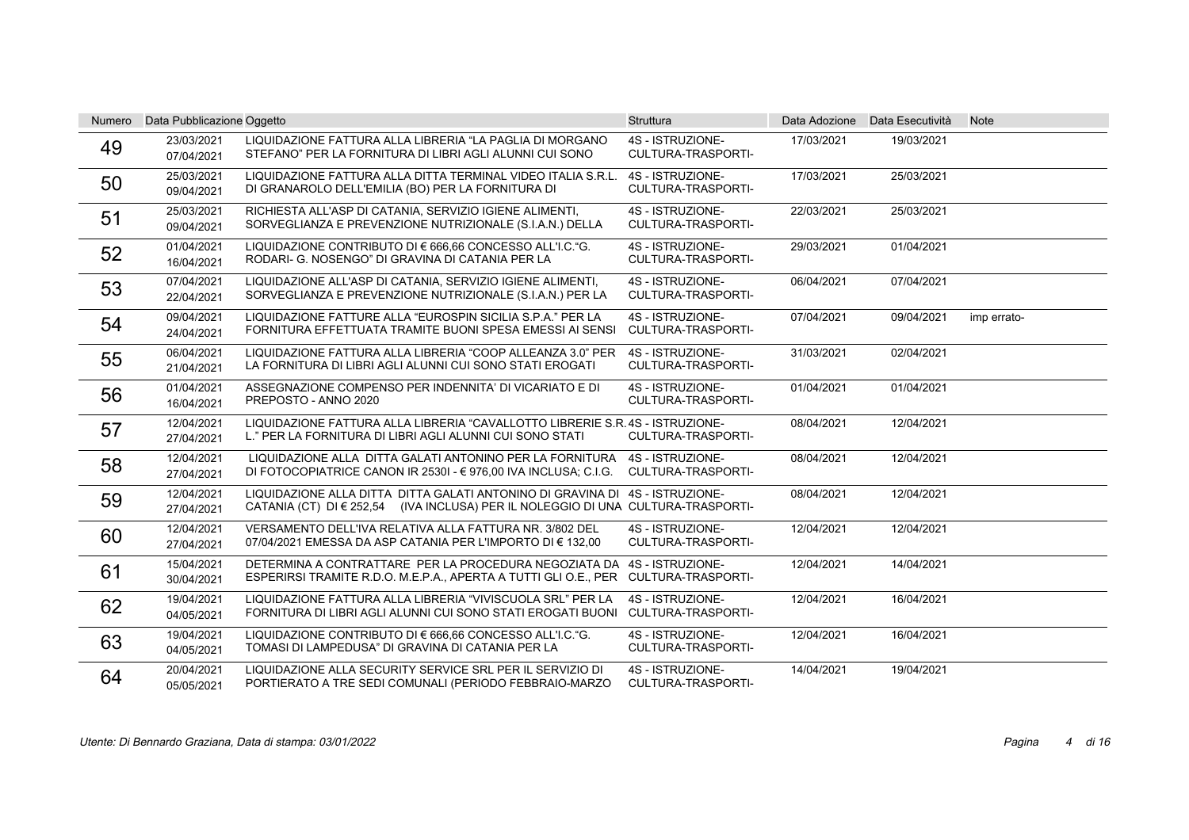| Numero | Data Pubblicazione | Oggetto | Struttura | Data Adozione | Data Esecutività | Note |
|---|---|---|---|---|---|---|
| 49 | 23/03/2021<br>07/04/2021 | LIQUIDAZIONE FATTURA ALLA LIBRERIA "LA PAGLIA DI MORGANO STEFANO" PER LA FORNITURA DI LIBRI AGLI ALUNNI CUI SONO | 4S - ISTRUZIONE-CULTURA-TRASPORTI- | 17/03/2021 | 19/03/2021 | |
| 50 | 25/03/2021<br>09/04/2021 | LIQUIDAZIONE FATTURA ALLA DITTA TERMINAL VIDEO ITALIA S.R.L. DI GRANAROLO DELL'EMILIA (BO) PER LA FORNITURA DI | 4S - ISTRUZIONE-CULTURA-TRASPORTI- | 17/03/2021 | 25/03/2021 | |
| 51 | 25/03/2021<br>09/04/2021 | RICHIESTA ALL'ASP DI CATANIA, SERVIZIO IGIENE ALIMENTI, SORVEGLIANZA E PREVENZIONE NUTRIZIONALE (S.I.A.N.) DELLA | 4S - ISTRUZIONE-CULTURA-TRASPORTI- | 22/03/2021 | 25/03/2021 | |
| 52 | 01/04/2021<br>16/04/2021 | LIQUIDAZIONE CONTRIBUTO DI € 666,66 CONCESSO ALL'I.C."G. RODARI- G. NOSENGO" DI GRAVINA DI CATANIA PER LA | 4S - ISTRUZIONE-CULTURA-TRASPORTI- | 29/03/2021 | 01/04/2021 | |
| 53 | 07/04/2021<br>22/04/2021 | LIQUIDAZIONE ALL'ASP DI CATANIA, SERVIZIO IGIENE ALIMENTI, SORVEGLIANZA E PREVENZIONE NUTRIZIONALE (S.I.A.N.) PER LA | 4S - ISTRUZIONE-CULTURA-TRASPORTI- | 06/04/2021 | 07/04/2021 | |
| 54 | 09/04/2021<br>24/04/2021 | LIQUIDAZIONE FATTURE ALLA "EUROSPIN SICILIA S.P.A." PER LA FORNITURA EFFETTUATA TRAMITE BUONI SPESA EMESSI AI SENSI | 4S - ISTRUZIONE-CULTURA-TRASPORTI- | 07/04/2021 | 09/04/2021 | imp errato- |
| 55 | 06/04/2021<br>21/04/2021 | LIQUIDAZIONE FATTURA ALLA LIBRERIA "COOP ALLEANZA 3.0" PER LA FORNITURA DI LIBRI AGLI ALUNNI CUI SONO STATI EROGATI | 4S - ISTRUZIONE-CULTURA-TRASPORTI- | 31/03/2021 | 02/04/2021 | |
| 56 | 01/04/2021<br>16/04/2021 | ASSEGNAZIONE COMPENSO PER INDENNITA' DI VICARIATO E DI PREPOSTO - ANNO 2020 | 4S - ISTRUZIONE-CULTURA-TRASPORTI- | 01/04/2021 | 01/04/2021 | |
| 57 | 12/04/2021<br>27/04/2021 | LIQUIDAZIONE FATTURA ALLA LIBRERIA "CAVALLOTTO LIBRERIE S.R.L." PER LA FORNITURA DI LIBRI AGLI ALUNNI CUI SONO STATI | 4S - ISTRUZIONE-CULTURA-TRASPORTI- | 08/04/2021 | 12/04/2021 | |
| 58 | 12/04/2021<br>27/04/2021 | LIQUIDAZIONE ALLA DITTA GALATI ANTONINO PER LA FORNITURA DI FOTOCOPIATRICE CANON IR 2530I - € 976,00 IVA INCLUSA; C.I.G. | 4S - ISTRUZIONE-CULTURA-TRASPORTI- | 08/04/2021 | 12/04/2021 | |
| 59 | 12/04/2021<br>27/04/2021 | LIQUIDAZIONE ALLA DITTA GALATI ANTONINO DI GRAVINA DI CATANIA (CT) DI € 252,54 (IVA INCLUSA) PER IL NOLEGGIO DI UNA | 4S - ISTRUZIONE-CULTURA-TRASPORTI- | 08/04/2021 | 12/04/2021 | |
| 60 | 12/04/2021<br>27/04/2021 | VERSAMENTO DELL'IVA RELATIVA ALLA FATTURA NR. 3/802 DEL 07/04/2021 EMESSA DA ASP CATANIA PER L'IMPORTO DI € 132,00 | 4S - ISTRUZIONE-CULTURA-TRASPORTI- | 12/04/2021 | 12/04/2021 | |
| 61 | 15/04/2021<br>30/04/2021 | DETERMINA A CONTRATTARE PER LA PROCEDURA NEGOZIATA DA ESPERIRSI TRAMITE R.D.O. M.E.P.A., APERTA A TUTTI GLI O.E., PER | 4S - ISTRUZIONE-CULTURA-TRASPORTI- | 12/04/2021 | 14/04/2021 | |
| 62 | 19/04/2021<br>04/05/2021 | LIQUIDAZIONE FATTURA ALLA LIBRERIA "VIVISCUOLA SRL" PER LA FORNITURA DI LIBRI AGLI ALUNNI CUI SONO STATI EROGATI BUONI | 4S - ISTRUZIONE-CULTURA-TRASPORTI- | 12/04/2021 | 16/04/2021 | |
| 63 | 19/04/2021<br>04/05/2021 | LIQUIDAZIONE CONTRIBUTO DI € 666,66 CONCESSO ALL'I.C."G. TOMASI DI LAMPEDUSA" DI GRAVINA DI CATANIA PER LA | 4S - ISTRUZIONE-CULTURA-TRASPORTI- | 12/04/2021 | 16/04/2021 | |
| 64 | 20/04/2021<br>05/05/2021 | LIQUIDAZIONE ALLA SECURITY SERVICE SRL PER IL SERVIZIO DI PORTIERATO A TRE SEDI COMUNALI (PERIODO FEBBRAIO-MARZO | 4S - ISTRUZIONE-CULTURA-TRASPORTI- | 14/04/2021 | 19/04/2021 | |

*Utente: Di Bennardo Graziana, Data di stampa: 03/01/2022*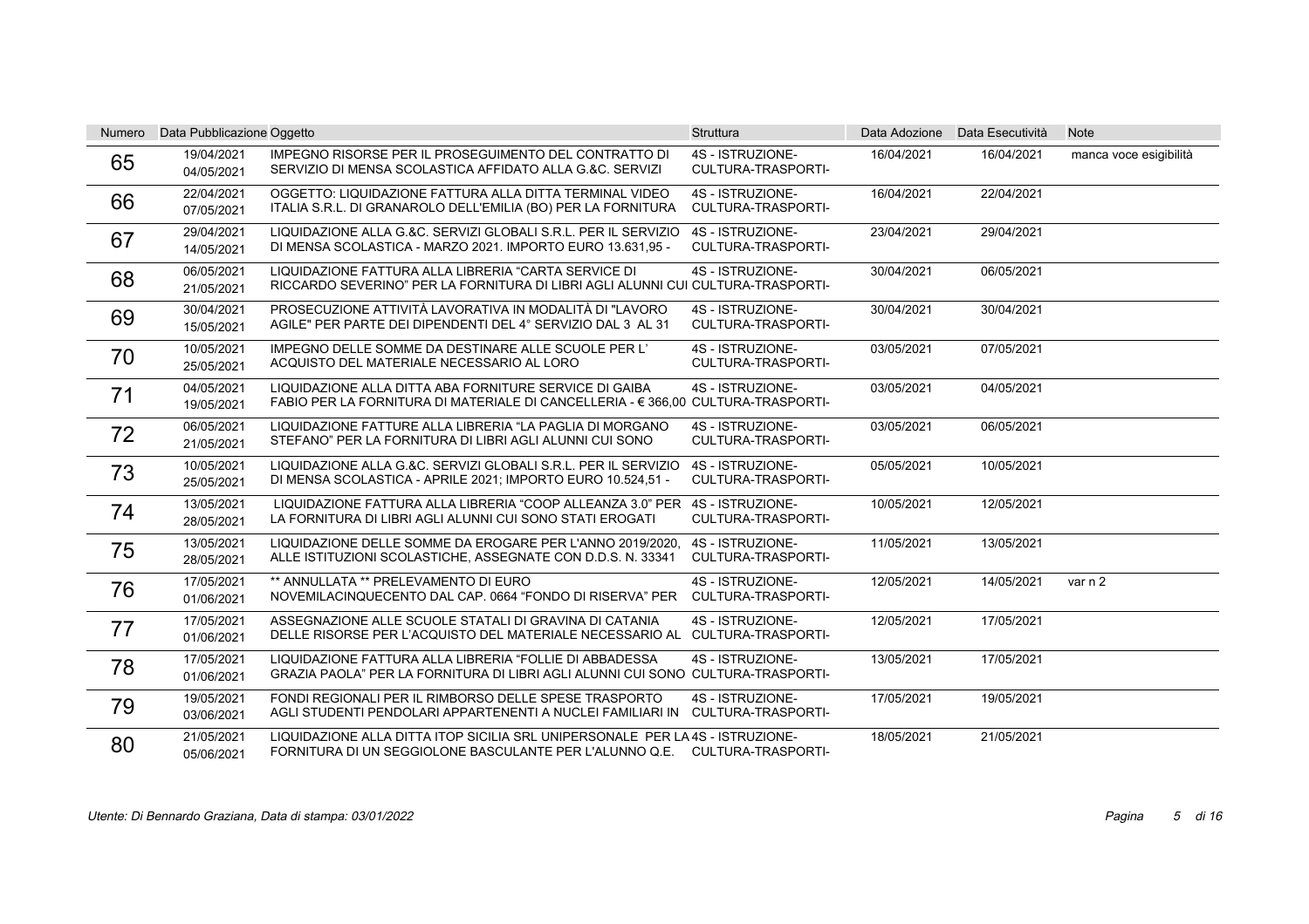| Numero | Data Pubblicazione | Oggetto | Struttura | Data Adozione | Data Esecutività | Note |
|---|---|---|---|---|---|---|
| 65 | 19/04/2021 04/05/2021 | IMPEGNO RISORSE PER IL PROSEGUIMENTO DEL CONTRATTO DI SERVIZIO DI MENSA SCOLASTICA AFFIDATO ALLA G.&C. SERVIZI | 4S - ISTRUZIONE-CULTURA-TRASPORTI- | 16/04/2021 | 16/04/2021 | manca voce esigibilità |
| 66 | 22/04/2021 07/05/2021 | OGGETTO: LIQUIDAZIONE FATTURA ALLA DITTA TERMINAL VIDEO ITALIA S.R.L. DI GRANAROLO DELL'EMILIA (BO) PER LA FORNITURA | 4S - ISTRUZIONE-CULTURA-TRASPORTI- | 16/04/2021 | 22/04/2021 | |
| 67 | 29/04/2021 14/05/2021 | LIQUIDAZIONE ALLA G.&C. SERVIZI GLOBALI S.R.L. PER IL SERVIZIO DI MENSA SCOLASTICA - MARZO 2021. IMPORTO EURO 13.631,95 - | 4S - ISTRUZIONE-CULTURA-TRASPORTI- | 23/04/2021 | 29/04/2021 | |
| 68 | 06/05/2021 21/05/2021 | LIQUIDAZIONE FATTURA ALLA LIBRERIA “CARTA SERVICE DI RICCARDO SEVERINO” PER LA FORNITURA DI LIBRI AGLI ALUNNI CUI | 4S - ISTRUZIONE-CULTURA-TRASPORTI- | 30/04/2021 | 06/05/2021 | |
| 69 | 30/04/2021 15/05/2021 | PROSECUZIONE ATTIVITÀ LAVORATIVA IN MODALITÀ DI "LAVORO AGILE" PER PARTE DEI DIPENDENTI DEL 4° SERVIZIO DAL 3 AL 31 | 4S - ISTRUZIONE-CULTURA-TRASPORTI- | 30/04/2021 | 30/04/2021 | |
| 70 | 10/05/2021 25/05/2021 | IMPEGNO DELLE SOMME DA DESTINARE ALLE SCUOLE PER L' ACQUISTO DEL MATERIALE NECESSARIO AL LORO | 4S - ISTRUZIONE-CULTURA-TRASPORTI- | 03/05/2021 | 07/05/2021 | |
| 71 | 04/05/2021 19/05/2021 | LIQUIDAZIONE ALLA DITTA ABA FORNITURE SERVICE DI GAIBA FABIO PER LA FORNITURA DI MATERIALE DI CANCELLERIA - € 366,00 | 4S - ISTRUZIONE-CULTURA-TRASPORTI- | 03/05/2021 | 04/05/2021 | |
| 72 | 06/05/2021 21/05/2021 | LIQUIDAZIONE FATTURE ALLA LIBRERIA “LA PAGLIA DI MORGANO STEFANO” PER LA FORNITURA DI LIBRI AGLI ALUNNI CUI SONO | 4S - ISTRUZIONE-CULTURA-TRASPORTI- | 03/05/2021 | 06/05/2021 | |
| 73 | 10/05/2021 25/05/2021 | LIQUIDAZIONE ALLA G.&C. SERVIZI GLOBALI S.R.L. PER IL SERVIZIO DI MENSA SCOLASTICA - APRILE 2021; IMPORTO EURO 10.524,51 - | 4S - ISTRUZIONE-CULTURA-TRASPORTI- | 05/05/2021 | 10/05/2021 | |
| 74 | 13/05/2021 28/05/2021 | LIQUIDAZIONE FATTURA ALLA LIBRERIA “COOP ALLEANZA 3.0” PER LA FORNITURA DI LIBRI AGLI ALUNNI CUI SONO STATI EROGATI | 4S - ISTRUZIONE-CULTURA-TRASPORTI- | 10/05/2021 | 12/05/2021 | |
| 75 | 13/05/2021 28/05/2021 | LIQUIDAZIONE DELLE SOMME DA EROGARE PER L'ANNO 2019/2020, ALLE ISTITUZIONI SCOLASTICHE, ASSEGNATE CON D.D.S. N. 33341 | 4S - ISTRUZIONE-CULTURA-TRASPORTI- | 11/05/2021 | 13/05/2021 | |
| 76 | 17/05/2021 01/06/2021 | ** ANNULLATA ** PRELEVAMENTO DI EURO NOVEMILACINQUECENTO DAL CAP. 0664 “FONDO DI RISERVA” PER | 4S - ISTRUZIONE-CULTURA-TRASPORTI- | 12/05/2021 | 14/05/2021 | var n 2 |
| 77 | 17/05/2021 01/06/2021 | ASSEGNAZIONE ALLE SCUOLE STATALI DI GRAVINA DI CATANIA DELLE RISORSE PER L'ACQUISTO DEL MATERIALE NECESSARIO AL | 4S - ISTRUZIONE-CULTURA-TRASPORTI- | 12/05/2021 | 17/05/2021 | |
| 78 | 17/05/2021 01/06/2021 | LIQUIDAZIONE FATTURA ALLA LIBRERIA “FOLLIE DI ABBADESSA GRAZIA PAOLA” PER LA FORNITURA DI LIBRI AGLI ALUNNI CUI SONO | 4S - ISTRUZIONE-CULTURA-TRASPORTI- | 13/05/2021 | 17/05/2021 | |
| 79 | 19/05/2021 03/06/2021 | FONDI REGIONALI PER IL RIMBORSO DELLE SPESE TRASPORTO AGLI STUDENTI PENDOLARI APPARTENENTI A NUCLEI FAMILIARI IN | 4S - ISTRUZIONE-CULTURA-TRASPORTI- | 17/05/2021 | 19/05/2021 | |
| 80 | 21/05/2021 05/06/2021 | LIQUIDAZIONE ALLA DITTA ITOP SICILIA SRL UNIPERSONALE PER LA FORNITURA DI UN SEGGIOLONE BASCULANTE PER L'ALUNNO Q.E. | 4S - ISTRUZIONE-CULTURA-TRASPORTI- | 18/05/2021 | 21/05/2021 | |

*Utente: Di Bennardo Graziana, Data di stampa: 03/01/2022*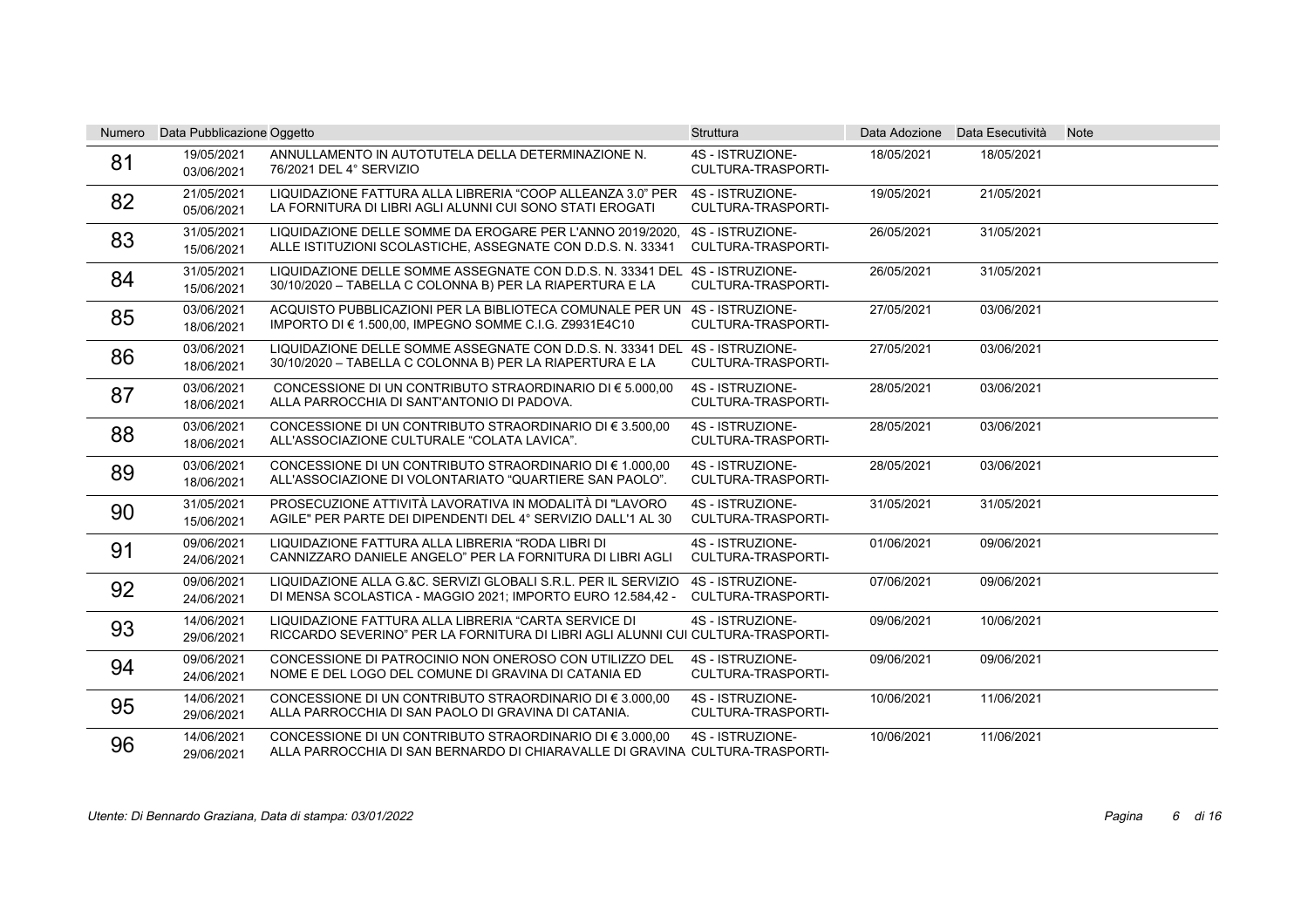| Numero | Data Pubblicazione | Oggetto | Struttura | Data Adozione | Data Esecutività | Note |
|---|---|---|---|---|---|---|
| 81 | 19/05/2021<br>03/06/2021 | ANNULLAMENTO IN AUTOTUTELA DELLA DETERMINAZIONE N. 76/2021 DEL 4° SERVIZIO | 4S - ISTRUZIONE-CULTURA-TRASPORTI- | 18/05/2021 | 18/05/2021 | |
| 82 | 21/05/2021<br>05/06/2021 | LIQUIDAZIONE FATTURA ALLA LIBRERIA "COOP ALLEANZA 3.0" PER LA FORNITURA DI LIBRI AGLI ALUNNI CUI SONO STATI EROGATI | 4S - ISTRUZIONE-CULTURA-TRASPORTI- | 19/05/2021 | 21/05/2021 | |
| 83 | 31/05/2021<br>15/06/2021 | LIQUIDAZIONE DELLE SOMME DA EROGARE PER L'ANNO 2019/2020, ALLE ISTITUZIONI SCOLASTICHE, ASSEGNATE CON D.D.S. N. 33341 | 4S - ISTRUZIONE-CULTURA-TRASPORTI- | 26/05/2021 | 31/05/2021 | |
| 84 | 31/05/2021<br>15/06/2021 | LIQUIDAZIONE DELLE SOMME ASSEGNATE CON D.D.S. N. 33341 DEL 30/10/2020 – TABELLA C COLONNA B) PER LA RIAPERTURA E LA | 4S - ISTRUZIONE-CULTURA-TRASPORTI- | 26/05/2021 | 31/05/2021 | |
| 85 | 03/06/2021<br>18/06/2021 | ACQUISTO PUBBLICAZIONI PER LA BIBLIOTECA COMUNALE PER UN IMPORTO DI € 1.500,00, IMPEGNO SOMME C.I.G. Z9931E4C10 | 4S - ISTRUZIONE-CULTURA-TRASPORTI- | 27/05/2021 | 03/06/2021 | |
| 86 | 03/06/2021<br>18/06/2021 | LIQUIDAZIONE DELLE SOMME ASSEGNATE CON D.D.S. N. 33341 DEL 30/10/2020 – TABELLA C COLONNA B) PER LA RIAPERTURA E LA | 4S - ISTRUZIONE-CULTURA-TRASPORTI- | 27/05/2021 | 03/06/2021 | |
| 87 | 03/06/2021<br>18/06/2021 | CONCESSIONE DI UN CONTRIBUTO STRAORDINARIO DI € 5.000,00 ALLA PARROCCHIA DI SANT'ANTONIO DI PADOVA. | 4S - ISTRUZIONE-CULTURA-TRASPORTI- | 28/05/2021 | 03/06/2021 | |
| 88 | 03/06/2021<br>18/06/2021 | CONCESSIONE DI UN CONTRIBUTO STRAORDINARIO DI € 3.500,00 ALL'ASSOCIAZIONE CULTURALE "COLATA LAVICA". | 4S - ISTRUZIONE-CULTURA-TRASPORTI- | 28/05/2021 | 03/06/2021 | |
| 89 | 03/06/2021<br>18/06/2021 | CONCESSIONE DI UN CONTRIBUTO STRAORDINARIO DI € 1.000,00 ALL'ASSOCIAZIONE DI VOLONTARIATO "QUARTIERE SAN PAOLO". | 4S - ISTRUZIONE-CULTURA-TRASPORTI- | 28/05/2021 | 03/06/2021 | |
| 90 | 31/05/2021<br>15/06/2021 | PROSECUZIONE ATTIVITÀ LAVORATIVA IN MODALITÀ DI "LAVORO AGILE" PER PARTE DEI DIPENDENTI DEL 4° SERVIZIO DALL'1 AL 30 | 4S - ISTRUZIONE-CULTURA-TRASPORTI- | 31/05/2021 | 31/05/2021 | |
| 91 | 09/06/2021<br>24/06/2021 | LIQUIDAZIONE FATTURA ALLA LIBRERIA "RODA LIBRI DI CANNIZZARO DANIELE ANGELO" PER LA FORNITURA DI LIBRI AGLI | 4S - ISTRUZIONE-CULTURA-TRASPORTI- | 01/06/2021 | 09/06/2021 | |
| 92 | 09/06/2021<br>24/06/2021 | LIQUIDAZIONE ALLA G.&C. SERVIZI GLOBALI S.R.L. PER IL SERVIZIO DI MENSA SCOLASTICA - MAGGIO 2021; IMPORTO EURO 12.584,42 - | 4S - ISTRUZIONE-CULTURA-TRASPORTI- | 07/06/2021 | 09/06/2021 | |
| 93 | 14/06/2021<br>29/06/2021 | LIQUIDAZIONE FATTURA ALLA LIBRERIA "CARTA SERVICE DI RICCARDO SEVERINO" PER LA FORNITURA DI LIBRI AGLI ALUNNI CUI | 4S - ISTRUZIONE-CULTURA-TRASPORTI- | 09/06/2021 | 10/06/2021 | |
| 94 | 09/06/2021<br>24/06/2021 | CONCESSIONE DI PATROCINIO NON ONEROSO CON UTILIZZO DEL NOME E DEL LOGO DEL COMUNE DI GRAVINA DI CATANIA ED | 4S - ISTRUZIONE-CULTURA-TRASPORTI- | 09/06/2021 | 09/06/2021 | |
| 95 | 14/06/2021<br>29/06/2021 | CONCESSIONE DI UN CONTRIBUTO STRAORDINARIO DI € 3.000,00 ALLA PARROCCHIA DI SAN PAOLO DI GRAVINA DI CATANIA. | 4S - ISTRUZIONE-CULTURA-TRASPORTI- | 10/06/2021 | 11/06/2021 | |
| 96 | 14/06/2021<br>29/06/2021 | CONCESSIONE DI UN CONTRIBUTO STRAORDINARIO DI € 3.000,00 ALLA PARROCCHIA DI SAN BERNARDO DI CHIARAVALLE DI GRAVINA | 4S - ISTRUZIONE-CULTURA-TRASPORTI- | 10/06/2021 | 11/06/2021 | |

*Utente: Di Bennardo Graziana, Data di stampa: 03/01/2022*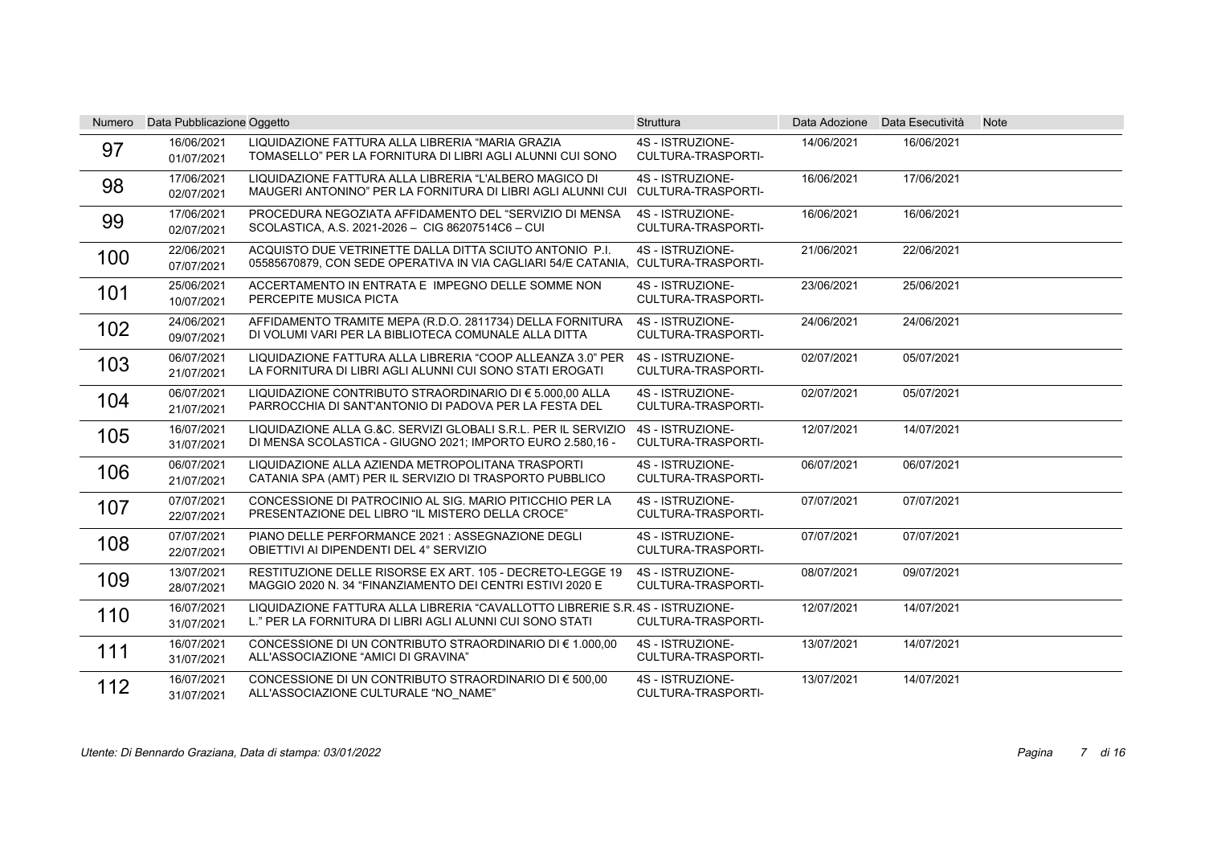| Numero | Data Pubblicazione | Oggetto | Struttura | Data Adozione | Data Esecutività | Note |
|---|---|---|---|---|---|---|
| 97 | 16/06/2021<br>01/07/2021 | LIQUIDAZIONE FATTURA ALLA LIBRERIA "MARIA GRAZIA TOMASELLO" PER LA FORNITURA DI LIBRI AGLI ALUNNI CUI SONO | 4S - ISTRUZIONE-CULTURA-TRASPORTI- | 14/06/2021 | 16/06/2021 | |
| 98 | 17/06/2021<br>02/07/2021 | LIQUIDAZIONE FATTURA ALLA LIBRERIA "L'ALBERO MAGICO DI MAUGERI ANTONINO" PER LA FORNITURA DI LIBRI AGLI ALUNNI CUI | 4S - ISTRUZIONE-CULTURA-TRASPORTI- | 16/06/2021 | 17/06/2021 | |
| 99 | 17/06/2021<br>02/07/2021 | PROCEDURA NEGOZIATA AFFIDAMENTO DEL "SERVIZIO DI MENSA SCOLASTICA, A.S. 2021-2026 – CIG 86207514C6 – CUI | 4S - ISTRUZIONE-CULTURA-TRASPORTI- | 16/06/2021 | 16/06/2021 | |
| 100 | 22/06/2021<br>07/07/2021 | ACQUISTO DUE VETRINETTE DALLA DITTA SCIUTO ANTONIO P.I. 05585670879, CON SEDE OPERATIVA IN VIA CAGLIARI 54/E CATANIA, | 4S - ISTRUZIONE-CULTURA-TRASPORTI- | 21/06/2021 | 22/06/2021 | |
| 101 | 25/06/2021<br>10/07/2021 | ACCERTAMENTO IN ENTRATA E IMPEGNO DELLE SOMME NON PERCEPITE MUSICA PICTA | 4S - ISTRUZIONE-CULTURA-TRASPORTI- | 23/06/2021 | 25/06/2021 | |
| 102 | 24/06/2021<br>09/07/2021 | AFFIDAMENTO TRAMITE MEPA (R.D.O. 2811734) DELLA FORNITURA DI VOLUMI VARI PER LA BIBLIOTECA COMUNALE ALLA DITTA | 4S - ISTRUZIONE-CULTURA-TRASPORTI- | 24/06/2021 | 24/06/2021 | |
| 103 | 06/07/2021<br>21/07/2021 | LIQUIDAZIONE FATTURA ALLA LIBRERIA "COOP ALLEANZA 3.0" PER LA FORNITURA DI LIBRI AGLI ALUNNI CUI SONO STATI EROGATI | 4S - ISTRUZIONE-CULTURA-TRASPORTI- | 02/07/2021 | 05/07/2021 | |
| 104 | 06/07/2021<br>21/07/2021 | LIQUIDAZIONE CONTRIBUTO STRAORDINARIO DI € 5.000,00 ALLA PARROCCHIA DI SANT'ANTONIO DI PADOVA PER LA FESTA DEL | 4S - ISTRUZIONE-CULTURA-TRASPORTI- | 02/07/2021 | 05/07/2021 | |
| 105 | 16/07/2021<br>31/07/2021 | LIQUIDAZIONE ALLA G.&C. SERVIZI GLOBALI S.R.L. PER IL SERVIZIO DI MENSA SCOLASTICA - GIUGNO 2021; IMPORTO EURO 2.580,16 - | 4S - ISTRUZIONE-CULTURA-TRASPORTI- | 12/07/2021 | 14/07/2021 | |
| 106 | 06/07/2021<br>21/07/2021 | LIQUIDAZIONE ALLA AZIENDA METROPOLITANA TRASPORTI CATANIA SPA (AMT) PER IL SERVIZIO DI TRASPORTO PUBBLICO | 4S - ISTRUZIONE-CULTURA-TRASPORTI- | 06/07/2021 | 06/07/2021 | |
| 107 | 07/07/2021<br>22/07/2021 | CONCESSIONE DI PATROCINIO AL SIG. MARIO PITICCHIO PER LA PRESENTAZIONE DEL LIBRO "IL MISTERO DELLA CROCE" | 4S - ISTRUZIONE-CULTURA-TRASPORTI- | 07/07/2021 | 07/07/2021 | |
| 108 | 07/07/2021<br>22/07/2021 | PIANO DELLE PERFORMANCE 2021 : ASSEGNAZIONE DEGLI OBIETTIVI AI DIPENDENTI DEL 4° SERVIZIO | 4S - ISTRUZIONE-CULTURA-TRASPORTI- | 07/07/2021 | 07/07/2021 | |
| 109 | 13/07/2021<br>28/07/2021 | RESTITUZIONE DELLE RISORSE EX ART. 105 - DECRETO-LEGGE 19 MAGGIO 2020 N. 34 "FINANZIAMENTO DEI CENTRI ESTIVI 2020 E | 4S - ISTRUZIONE-CULTURA-TRASPORTI- | 08/07/2021 | 09/07/2021 | |
| 110 | 16/07/2021<br>31/07/2021 | LIQUIDAZIONE FATTURA ALLA LIBRERIA "CAVALLOTTO LIBRERIE S.R.L." PER LA FORNITURA DI LIBRI AGLI ALUNNI CUI SONO STATI | 4S - ISTRUZIONE-CULTURA-TRASPORTI- | 12/07/2021 | 14/07/2021 | |
| 111 | 16/07/2021<br>31/07/2021 | CONCESSIONE DI UN CONTRIBUTO STRAORDINARIO DI € 1.000,00 ALL'ASSOCIAZIONE "AMICI DI GRAVINA" | 4S - ISTRUZIONE-CULTURA-TRASPORTI- | 13/07/2021 | 14/07/2021 | |
| 112 | 16/07/2021<br>31/07/2021 | CONCESSIONE DI UN CONTRIBUTO STRAORDINARIO DI € 500,00 ALL'ASSOCIAZIONE CULTURALE "NO_NAME" | 4S - ISTRUZIONE-CULTURA-TRASPORTI- | 13/07/2021 | 14/07/2021 | |

*Utente: Di Bennardo Graziana, Data di stampa: 03/01/2022*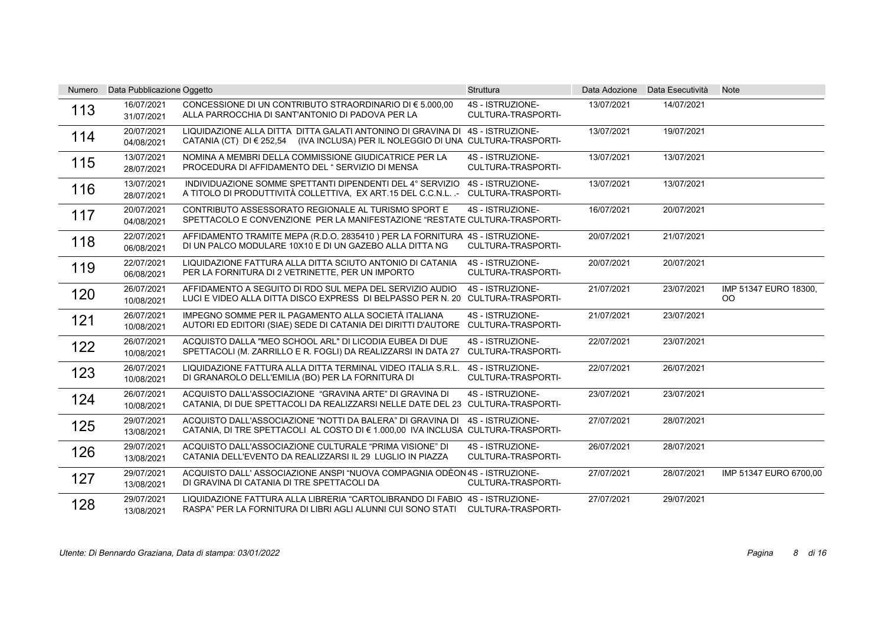| Numero | Data Pubblicazione | Oggetto | Struttura | Data Adozione | Data Esecutività | Note |
|---|---|---|---|---|---|---|
| 113 | 16/07/2021<br>31/07/2021 | CONCESSIONE DI UN CONTRIBUTO STRAORDINARIO DI € 5.000,00 ALLA PARROCCHIA DI SANT'ANTONIO DI PADOVA PER LA | 4S - ISTRUZIONE-CULTURA-TRASPORTI- | 13/07/2021 | 14/07/2021 | |
| 114 | 20/07/2021<br>04/08/2021 | LIQUIDAZIONE ALLA DITTA DITTA GALATI ANTONINO DI GRAVINA DI CATANIA (CT) DI € 252,54 (IVA INCLUSA) PER IL NOLEGGIO DI UNA | 4S - ISTRUZIONE-CULTURA-TRASPORTI- | 13/07/2021 | 19/07/2021 | |
| 115 | 13/07/2021<br>28/07/2021 | NOMINA A MEMBRI DELLA COMMISSIONE GIUDICATRICE PER LA PROCEDURA DI AFFIDAMENTO DEL " SERVIZIO DI MENSA | 4S - ISTRUZIONE-CULTURA-TRASPORTI- | 13/07/2021 | 13/07/2021 | |
| 116 | 13/07/2021<br>28/07/2021 | INDIVIDUAZIONE SOMME SPETTANTI DIPENDENTI DEL 4° SERVIZIO A TITOLO DI PRODUTTIVITÀ COLLETTIVA, EX ART.15 DEL C.C.N.L. .- | 4S - ISTRUZIONE-CULTURA-TRASPORTI- | 13/07/2021 | 13/07/2021 | |
| 117 | 20/07/2021<br>04/08/2021 | CONTRIBUTO ASSESSORATO REGIONALE AL TURISMO SPORT E SPETTACOLO E CONVENZIONE PER LA MANIFESTAZIONE "RESTATE | 4S - ISTRUZIONE-CULTURA-TRASPORTI- | 16/07/2021 | 20/07/2021 | |
| 118 | 22/07/2021<br>06/08/2021 | AFFIDAMENTO TRAMITE MEPA (R.D.O. 2835410 ) PER LA FORNITURA DI UN PALCO MODULARE 10X10 E DI UN GAZEBO ALLA DITTA NG | 4S - ISTRUZIONE-CULTURA-TRASPORTI- | 20/07/2021 | 21/07/2021 | |
| 119 | 22/07/2021<br>06/08/2021 | LIQUIDAZIONE FATTURA ALLA DITTA SCIUTO ANTONIO DI CATANIA PER LA FORNITURA DI 2 VETRINETTE, PER UN IMPORTO | 4S - ISTRUZIONE-CULTURA-TRASPORTI- | 20/07/2021 | 20/07/2021 | |
| 120 | 26/07/2021<br>10/08/2021 | AFFIDAMENTO A SEGUITO DI RDO SUL MEPA DEL SERVIZIO AUDIO LUCI E VIDEO ALLA DITTA DISCO EXPRESS DI BELPASSO PER N. 20 | 4S - ISTRUZIONE-CULTURA-TRASPORTI- | 21/07/2021 | 23/07/2021 | IMP 51347 EURO 18300, OO |
| 121 | 26/07/2021<br>10/08/2021 | IMPEGNO SOMME PER IL PAGAMENTO ALLA SOCIETÀ ITALIANA AUTORI ED EDITORI (SIAE) SEDE DI CATANIA DEI DIRITTI D'AUTORE | 4S - ISTRUZIONE-CULTURA-TRASPORTI- | 21/07/2021 | 23/07/2021 | |
| 122 | 26/07/2021<br>10/08/2021 | ACQUISTO DALLA "MEO SCHOOL ARL" DI LICODIA EUBEA DI DUE SPETTACOLI (M. ZARRILLO E R. FOGLI) DA REALIZZARSI IN DATA 27 | 4S - ISTRUZIONE-CULTURA-TRASPORTI- | 22/07/2021 | 23/07/2021 | |
| 123 | 26/07/2021<br>10/08/2021 | LIQUIDAZIONE FATTURA ALLA DITTA TERMINAL VIDEO ITALIA S.R.L. DI GRANAROLO DELL'EMILIA (BO) PER LA FORNITURA DI | 4S - ISTRUZIONE-CULTURA-TRASPORTI- | 22/07/2021 | 26/07/2021 | |
| 124 | 26/07/2021<br>10/08/2021 | ACQUISTO DALL'ASSOCIAZIONE "GRAVINA ARTE" DI GRAVINA DI CATANIA, DI DUE SPETTACOLI DA REALIZZARSI NELLE DATE DEL 23 | 4S - ISTRUZIONE-CULTURA-TRASPORTI- | 23/07/2021 | 23/07/2021 | |
| 125 | 29/07/2021<br>13/08/2021 | ACQUISTO DALL'ASSOCIAZIONE "NOTTI DA BALERA" DI GRAVINA DI CATANIA, DI TRE SPETTACOLI AL COSTO DI € 1.000,00 IVA INCLUSA | 4S - ISTRUZIONE-CULTURA-TRASPORTI- | 27/07/2021 | 28/07/2021 | |
| 126 | 29/07/2021<br>13/08/2021 | ACQUISTO DALL'ASSOCIAZIONE CULTURALE "PRIMA VISIONE" DI CATANIA DELL'EVENTO DA REALIZZARSI IL 29 LUGLIO IN PIAZZA | 4S - ISTRUZIONE-CULTURA-TRASPORTI- | 26/07/2021 | 28/07/2021 | |
| 127 | 29/07/2021<br>13/08/2021 | ACQUISTO DALL' ASSOCIAZIONE ANSPI "NUOVA COMPAGNIA ODÈON DI GRAVINA DI CATANIA DI TRE SPETTACOLI DA | 4S - ISTRUZIONE-CULTURA-TRASPORTI- | 27/07/2021 | 28/07/2021 | IMP 51347 EURO 6700,00 |
| 128 | 29/07/2021<br>13/08/2021 | LIQUIDAZIONE FATTURA ALLA LIBRERIA "CARTOLIBRANDO DI FABIO RASPA" PER LA FORNITURA DI LIBRI AGLI ALUNNI CUI SONO STATI | 4S - ISTRUZIONE-CULTURA-TRASPORTI- | 27/07/2021 | 29/07/2021 | |

*Utente: Di Bennardo Graziana, Data di stampa: 03/01/2022*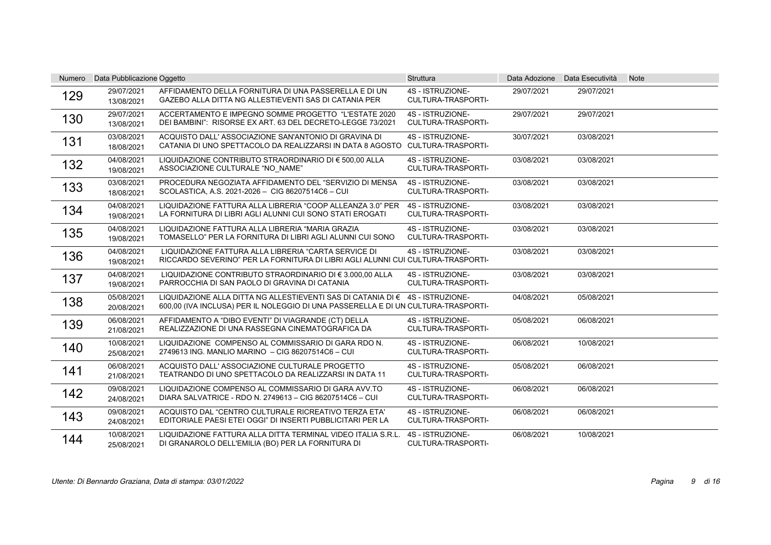| Numero | Data Pubblicazione | Oggetto | Struttura | Data Adozione | Data Esecutività | Note |
|---|---|---|---|---|---|---|
| 129 | 29/07/2021<br>13/08/2021 | AFFIDAMENTO DELLA FORNITURA DI UNA PASSERELLA E DI UN GAZEBO ALLA DITTA NG ALLESTIEVENTI SAS DI CATANIA PER | 4S - ISTRUZIONE-CULTURA-TRASPORTI- | 29/07/2021 | 29/07/2021 | |
| 130 | 29/07/2021<br>13/08/2021 | ACCERTAMENTO E IMPEGNO SOMME PROGETTO "L'ESTATE 2020 DEI BAMBINI": RISORSE EX ART. 63 DEL DECRETO-LEGGE 73/2021 | 4S - ISTRUZIONE-CULTURA-TRASPORTI- | 29/07/2021 | 29/07/2021 | |
| 131 | 03/08/2021<br>18/08/2021 | ACQUISTO DALL' ASSOCIAZIONE SAN'ANTONIO DI GRAVINA DI CATANIA DI UNO SPETTACOLO DA REALIZZARSI IN DATA 8 AGOSTO | 4S - ISTRUZIONE-CULTURA-TRASPORTI- | 30/07/2021 | 03/08/2021 | |
| 132 | 04/08/2021<br>19/08/2021 | LIQUIDAZIONE CONTRIBUTO STRAORDINARIO DI € 500,00 ALLA ASSOCIAZIONE CULTURALE "NO_NAME" | 4S - ISTRUZIONE-CULTURA-TRASPORTI- | 03/08/2021 | 03/08/2021 | |
| 133 | 03/08/2021<br>18/08/2021 | PROCEDURA NEGOZIATA AFFIDAMENTO DEL "SERVIZIO DI MENSA SCOLASTICA, A.S. 2021-2026 – CIG 86207514C6 – CUI | 4S - ISTRUZIONE-CULTURA-TRASPORTI- | 03/08/2021 | 03/08/2021 | |
| 134 | 04/08/2021<br>19/08/2021 | LIQUIDAZIONE FATTURA ALLA LIBRERIA "COOP ALLEANZA 3.0" PER LA FORNITURA DI LIBRI AGLI ALUNNI CUI SONO STATI EROGATI | 4S - ISTRUZIONE-CULTURA-TRASPORTI- | 03/08/2021 | 03/08/2021 | |
| 135 | 04/08/2021<br>19/08/2021 | LIQUIDAZIONE FATTURA ALLA LIBRERIA "MARIA GRAZIA TOMASELLO" PER LA FORNITURA DI LIBRI AGLI ALUNNI CUI SONO | 4S - ISTRUZIONE-CULTURA-TRASPORTI- | 03/08/2021 | 03/08/2021 | |
| 136 | 04/08/2021<br>19/08/2021 | LIQUIDAZIONE FATTURA ALLA LIBRERIA "CARTA SERVICE DI RICCARDO SEVERINO" PER LA FORNITURA DI LIBRI AGLI ALUNNI CUI | 4S - ISTRUZIONE-CULTURA-TRASPORTI- | 03/08/2021 | 03/08/2021 | |
| 137 | 04/08/2021<br>19/08/2021 | LIQUIDAZIONE CONTRIBUTO STRAORDINARIO DI € 3.000,00 ALLA PARROCCHIA DI SAN PAOLO DI GRAVINA DI CATANIA | 4S - ISTRUZIONE-CULTURA-TRASPORTI- | 03/08/2021 | 03/08/2021 | |
| 138 | 05/08/2021<br>20/08/2021 | LIQUIDAZIONE ALLA DITTA NG ALLESTIEVENTI SAS DI CATANIA DI € 600,00 (IVA INCLUSA) PER IL NOLEGGIO DI UNA PASSERELLA E DI UN | 4S - ISTRUZIONE-CULTURA-TRASPORTI- | 04/08/2021 | 05/08/2021 | |
| 139 | 06/08/2021<br>21/08/2021 | AFFIDAMENTO A "DIBO EVENTI" DI VIAGRANDE (CT) DELLA REALIZZAZIONE DI UNA RASSEGNA CINEMATOGRAFICA DA | 4S - ISTRUZIONE-CULTURA-TRASPORTI- | 05/08/2021 | 06/08/2021 | |
| 140 | 10/08/2021<br>25/08/2021 | LIQUIDAZIONE COMPENSO AL COMMISSARIO DI GARA RDO N. 2749613 ING. MANLIO MARINO – CIG 86207514C6 – CUI | 4S - ISTRUZIONE-CULTURA-TRASPORTI- | 06/08/2021 | 10/08/2021 | |
| 141 | 06/08/2021<br>21/08/2021 | ACQUISTO DALL' ASSOCIAZIONE CULTURALE PROGETTO TEATRANDO DI UNO SPETTACOLO DA REALIZZARSI IN DATA 11 | 4S - ISTRUZIONE-CULTURA-TRASPORTI- | 05/08/2021 | 06/08/2021 | |
| 142 | 09/08/2021<br>24/08/2021 | LIQUIDAZIONE COMPENSO AL COMMISSARIO DI GARA AVV.TO DIARA SALVATRICE - RDO N. 2749613 – CIG 86207514C6 – CUI | 4S - ISTRUZIONE-CULTURA-TRASPORTI- | 06/08/2021 | 06/08/2021 | |
| 143 | 09/08/2021<br>24/08/2021 | ACQUISTO DAL "CENTRO CULTURALE RICREATIVO TERZA ETA' EDITORIALE PAESI ETEI OGGI" DI INSERTI PUBBLICITARI PER LA | 4S - ISTRUZIONE-CULTURA-TRASPORTI- | 06/08/2021 | 06/08/2021 | |
| 144 | 10/08/2021<br>25/08/2021 | LIQUIDAZIONE FATTURA ALLA DITTA TERMINAL VIDEO ITALIA S.R.L. DI GRANAROLO DELL'EMILIA (BO) PER LA FORNITURA DI | 4S - ISTRUZIONE-CULTURA-TRASPORTI- | 06/08/2021 | 10/08/2021 | |

*Utente: Di Bennardo Graziana, Data di stampa: 03/01/2022*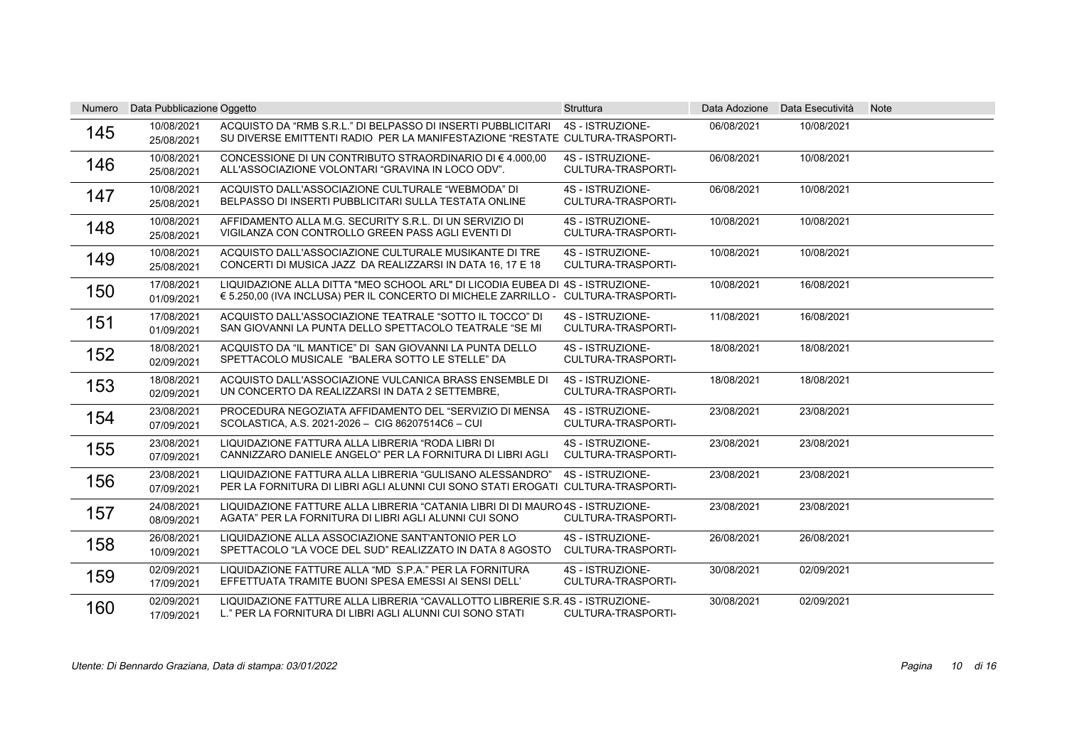| Numero | Data Pubblicazione | Oggetto | Struttura | Data Adozione | Data Esecutività | Note |
|---|---|---|---|---|---|---|
| 145 | 10/08/2021 25/08/2021 | ACQUISTO DA "RMB S.R.L." DI BELPASSO DI INSERTI PUBBLICITARI SU DIVERSE EMITTENTI RADIO PER LA MANIFESTAZIONE "RESTATE | 4S - ISTRUZIONE-CULTURA-TRASPORTI- | 06/08/2021 | 10/08/2021 | |
| 146 | 10/08/2021 25/08/2021 | CONCESSIONE DI UN CONTRIBUTO STRAORDINARIO DI € 4.000,00 ALL'ASSOCIAZIONE VOLONTARI "GRAVINA IN LOCO ODV". | 4S - ISTRUZIONE-CULTURA-TRASPORTI- | 06/08/2021 | 10/08/2021 | |
| 147 | 10/08/2021 25/08/2021 | ACQUISTO DALL'ASSOCIAZIONE CULTURALE "WEBMODA" DI BELPASSO DI INSERTI PUBBLICITARI SULLA TESTATA ONLINE | 4S - ISTRUZIONE-CULTURA-TRASPORTI- | 06/08/2021 | 10/08/2021 | |
| 148 | 10/08/2021 25/08/2021 | AFFIDAMENTO ALLA M.G. SECURITY S.R.L. DI UN SERVIZIO DI VIGILANZA CON CONTROLLO GREEN PASS AGLI EVENTI DI | 4S - ISTRUZIONE-CULTURA-TRASPORTI- | 10/08/2021 | 10/08/2021 | |
| 149 | 10/08/2021 25/08/2021 | ACQUISTO DALL'ASSOCIAZIONE CULTURALE MUSIKANTE DI TRE CONCERTI DI MUSICA JAZZ DA REALIZZARSI IN DATA 16, 17 E 18 | 4S - ISTRUZIONE-CULTURA-TRASPORTI- | 10/08/2021 | 10/08/2021 | |
| 150 | 17/08/2021 01/09/2021 | LIQUIDAZIONE ALLA DITTA "MEO SCHOOL ARL" DI LICODIA EUBEA DI € 5.250,00 (IVA INCLUSA) PER IL CONCERTO DI MICHELE ZARRILLO - | 4S - ISTRUZIONE-CULTURA-TRASPORTI- | 10/08/2021 | 16/08/2021 | |
| 151 | 17/08/2021 01/09/2021 | ACQUISTO DALL'ASSOCIAZIONE TEATRALE "SOTTO IL TOCCO" DI SAN GIOVANNI LA PUNTA DELLO SPETTACOLO TEATRALE "SE MI | 4S - ISTRUZIONE-CULTURA-TRASPORTI- | 11/08/2021 | 16/08/2021 | |
| 152 | 18/08/2021 02/09/2021 | ACQUISTO DA "IL MANTICE" DI SAN GIOVANNI LA PUNTA DELLO SPETTACOLO MUSICALE "BALERA SOTTO LE STELLE" DA | 4S - ISTRUZIONE-CULTURA-TRASPORTI- | 18/08/2021 | 18/08/2021 | |
| 153 | 18/08/2021 02/09/2021 | ACQUISTO DALL'ASSOCIAZIONE VULCANICA BRASS ENSEMBLE DI UN CONCERTO DA REALIZZARSI IN DATA 2 SETTEMBRE, | 4S - ISTRUZIONE-CULTURA-TRASPORTI- | 18/08/2021 | 18/08/2021 | |
| 154 | 23/08/2021 07/09/2021 | PROCEDURA NEGOZIATA AFFIDAMENTO DEL "SERVIZIO DI MENSA SCOLASTICA, A.S. 2021-2026 – CIG 86207514C6 – CUI | 4S - ISTRUZIONE-CULTURA-TRASPORTI- | 23/08/2021 | 23/08/2021 | |
| 155 | 23/08/2021 07/09/2021 | LIQUIDAZIONE FATTURA ALLA LIBRERIA "RODA LIBRI DI CANNIZZARO DANIELE ANGELO" PER LA FORNITURA DI LIBRI AGLI | 4S - ISTRUZIONE-CULTURA-TRASPORTI- | 23/08/2021 | 23/08/2021 | |
| 156 | 23/08/2021 07/09/2021 | LIQUIDAZIONE FATTURA ALLA LIBRERIA "GULISANO ALESSANDRO" PER LA FORNITURA DI LIBRI AGLI ALUNNI CUI SONO STATI EROGATI | 4S - ISTRUZIONE-CULTURA-TRASPORTI- | 23/08/2021 | 23/08/2021 | |
| 157 | 24/08/2021 08/09/2021 | LIQUIDAZIONE FATTURE ALLA LIBRERIA "CATANIA LIBRI DI DI MAURO AGATA" PER LA FORNITURA DI LIBRI AGLI ALUNNI CUI SONO | 4S - ISTRUZIONE-CULTURA-TRASPORTI- | 23/08/2021 | 23/08/2021 | |
| 158 | 26/08/2021 10/09/2021 | LIQUIDAZIONE ALLA ASSOCIAZIONE SANT'ANTONIO PER LO SPETTACOLO "LA VOCE DEL SUD" REALIZZATO IN DATA 8 AGOSTO | 4S - ISTRUZIONE-CULTURA-TRASPORTI- | 26/08/2021 | 26/08/2021 | |
| 159 | 02/09/2021 17/09/2021 | LIQUIDAZIONE FATTURE ALLA "MD S.P.A." PER LA FORNITURA EFFETTUATA TRAMITE BUONI SPESA EMESSI AI SENSI DELL' | 4S - ISTRUZIONE-CULTURA-TRASPORTI- | 30/08/2021 | 02/09/2021 | |
| 160 | 02/09/2021 17/09/2021 | LIQUIDAZIONE FATTURE ALLA LIBRERIA "CAVALLOTTO LIBRERIE S.R.L." PER LA FORNITURA DI LIBRI AGLI ALUNNI CUI SONO STATI | 4S - ISTRUZIONE-CULTURA-TRASPORTI- | 30/08/2021 | 02/09/2021 | |

*Utente: Di Bennardo Graziana, Data di stampa: 03/01/2022*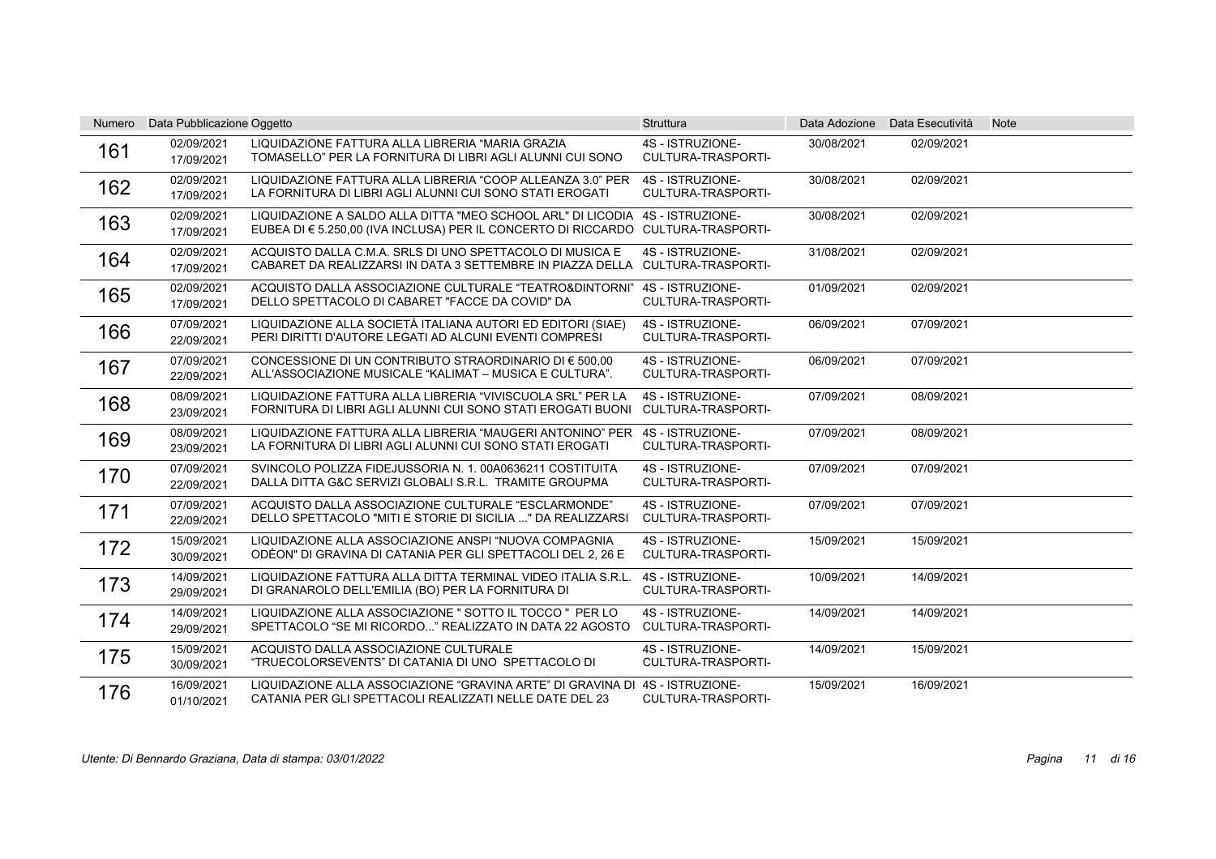| Numero | Data Pubblicazione | Oggetto | Struttura | Data Adozione | Data Esecutività | Note |
|---|---|---|---|---|---|---|
| 161 | 02/09/2021 17/09/2021 | LIQUIDAZIONE FATTURA ALLA LIBRERIA “MARIA GRAZIA TOMASELLO” PER LA FORNITURA DI LIBRI AGLI ALUNNI CUI SONO | 4S - ISTRUZIONE-CULTURA-TRASPORTI- | 30/08/2021 | 02/09/2021 | |
| 162 | 02/09/2021 17/09/2021 | LIQUIDAZIONE FATTURA ALLA LIBRERIA “COOP ALLEANZA 3.0” PER LA FORNITURA DI LIBRI AGLI ALUNNI CUI SONO STATI EROGATI | 4S - ISTRUZIONE-CULTURA-TRASPORTI- | 30/08/2021 | 02/09/2021 | |
| 163 | 02/09/2021 17/09/2021 | LIQUIDAZIONE A SALDO ALLA DITTA "MEO SCHOOL ARL" DI LICODIA EUBEA DI € 5.250,00 (IVA INCLUSA) PER IL CONCERTO DI RICCARDO | 4S - ISTRUZIONE-CULTURA-TRASPORTI- | 30/08/2021 | 02/09/2021 | |
| 164 | 02/09/2021 17/09/2021 | ACQUISTO DALLA C.M.A. SRLS DI UNO SPETTACOLO DI MUSICA E CABARET DA REALIZZARSI IN DATA 3 SETTEMBRE IN PIAZZA DELLA | 4S - ISTRUZIONE-CULTURA-TRASPORTI- | 31/08/2021 | 02/09/2021 | |
| 165 | 02/09/2021 17/09/2021 | ACQUISTO DALLA ASSOCIAZIONE CULTURALE “TEATRO&DINTORNI” DELLO SPETTACOLO DI CABARET "FACCE DA COVID" DA | 4S - ISTRUZIONE-CULTURA-TRASPORTI- | 01/09/2021 | 02/09/2021 | |
| 166 | 07/09/2021 22/09/2021 | LIQUIDAZIONE ALLA SOCIETÀ ITALIANA AUTORI ED EDITORI (SIAE) PERI DIRITTI D'AUTORE LEGATI AD ALCUNI EVENTI COMPRESI | 4S - ISTRUZIONE-CULTURA-TRASPORTI- | 06/09/2021 | 07/09/2021 | |
| 167 | 07/09/2021 22/09/2021 | CONCESSIONE DI UN CONTRIBUTO STRAORDINARIO DI € 500,00 ALL'ASSOCIAZIONE MUSICALE “KALIMAT – MUSICA E CULTURA”. | 4S - ISTRUZIONE-CULTURA-TRASPORTI- | 06/09/2021 | 07/09/2021 | |
| 168 | 08/09/2021 23/09/2021 | LIQUIDAZIONE FATTURA ALLA LIBRERIA “VIVISCUOLA SRL” PER LA FORNITURA DI LIBRI AGLI ALUNNI CUI SONO STATI EROGATI BUONI | 4S - ISTRUZIONE-CULTURA-TRASPORTI- | 07/09/2021 | 08/09/2021 | |
| 169 | 08/09/2021 23/09/2021 | LIQUIDAZIONE FATTURA ALLA LIBRERIA “MAUGERI ANTONINO” PER LA FORNITURA DI LIBRI AGLI ALUNNI CUI SONO STATI EROGATI | 4S - ISTRUZIONE-CULTURA-TRASPORTI- | 07/09/2021 | 08/09/2021 | |
| 170 | 07/09/2021 22/09/2021 | SVINCOLO POLIZZA FIDEJUSSORIA N. 1. 00A0636211 COSTITUITA DALLA DITTA G&C SERVIZI GLOBALI S.R.L. TRAMITE GROUPMA | 4S - ISTRUZIONE-CULTURA-TRASPORTI- | 07/09/2021 | 07/09/2021 | |
| 171 | 07/09/2021 22/09/2021 | ACQUISTO DALLA ASSOCIAZIONE CULTURALE “ESCLARMONDE” DELLO SPETTACOLO "MITI E STORIE DI SICILIA ..." DA REALIZZARSI | 4S - ISTRUZIONE-CULTURA-TRASPORTI- | 07/09/2021 | 07/09/2021 | |
| 172 | 15/09/2021 30/09/2021 | LIQUIDAZIONE ALLA ASSOCIAZIONE ANSPI “NUOVA COMPAGNIA ODÈON" DI GRAVINA DI CATANIA PER GLI SPETTACOLI DEL 2, 26 E | 4S - ISTRUZIONE-CULTURA-TRASPORTI- | 15/09/2021 | 15/09/2021 | |
| 173 | 14/09/2021 29/09/2021 | LIQUIDAZIONE FATTURA ALLA DITTA TERMINAL VIDEO ITALIA S.R.L. DI GRANAROLO DELL'EMILIA (BO) PER LA FORNITURA DI | 4S - ISTRUZIONE-CULTURA-TRASPORTI- | 10/09/2021 | 14/09/2021 | |
| 174 | 14/09/2021 29/09/2021 | LIQUIDAZIONE ALLA ASSOCIAZIONE " SOTTO IL TOCCO " PER LO SPETTACOLO “SE MI RICORDO..." REALIZZATO IN DATA 22 AGOSTO | 4S - ISTRUZIONE-CULTURA-TRASPORTI- | 14/09/2021 | 14/09/2021 | |
| 175 | 15/09/2021 30/09/2021 | ACQUISTO DALLA ASSOCIAZIONE CULTURALE “TRUECOLORSEVENTS” DI CATANIA DI UNO SPETTACOLO DI | 4S - ISTRUZIONE-CULTURA-TRASPORTI- | 14/09/2021 | 15/09/2021 | |
| 176 | 16/09/2021 01/10/2021 | LIQUIDAZIONE ALLA ASSOCIAZIONE “GRAVINA ARTE” DI GRAVINA DI CATANIA PER GLI SPETTACOLI REALIZZATI NELLE DATE DEL 23 | 4S - ISTRUZIONE-CULTURA-TRASPORTI- | 15/09/2021 | 16/09/2021 | |

*Utente: Di Bennardo Graziana, Data di stampa: 03/01/2022*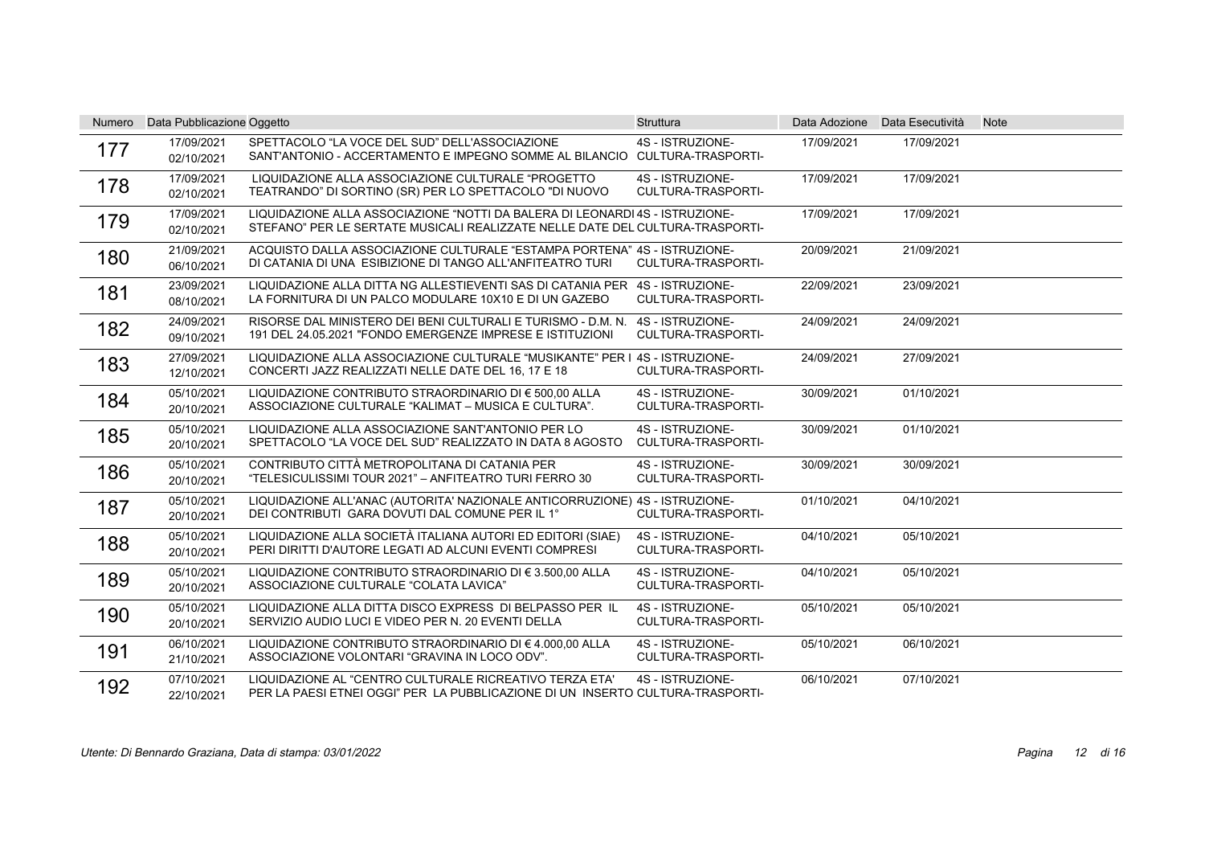| Numero | Data Pubblicazione | Oggetto | Struttura | Data Adozione | Data Esecutività | Note |
|---|---|---|---|---|---|---|
| 177 | 17/09/2021<br>02/10/2021 | SPETTACOLO “LA VOCE DEL SUD” DELL'ASSOCIAZIONE SANT'ANTONIO - ACCERTAMENTO E IMPEGNO SOMME AL BILANCIO | 4S - ISTRUZIONE-CULTURA-TRASPORTI- | 17/09/2021 | 17/09/2021 | |
| 178 | 17/09/2021<br>02/10/2021 | LIQUIDAZIONE ALLA ASSOCIAZIONE CULTURALE “PROGETTO TEATRANDO” DI SORTINO (SR) PER LO SPETTACOLO "DI NUOVO | 4S - ISTRUZIONE-CULTURA-TRASPORTI- | 17/09/2021 | 17/09/2021 | |
| 179 | 17/09/2021<br>02/10/2021 | LIQUIDAZIONE ALLA ASSOCIAZIONE “NOTTI DA BALERA DI LEONARDI STEFANO” PER LE SERTATE MUSICALI REALIZZATE NELLE DATE DEL | 4S - ISTRUZIONE-CULTURA-TRASPORTI- | 17/09/2021 | 17/09/2021 | |
| 180 | 21/09/2021<br>06/10/2021 | ACQUISTO DALLA ASSOCIAZIONE CULTURALE “ESTAMPA PORTENA” DI CATANIA DI UNA ESIBIZIONE DI TANGO ALL'ANFITEATRO TURI | 4S - ISTRUZIONE-CULTURA-TRASPORTI- | 20/09/2021 | 21/09/2021 | |
| 181 | 23/09/2021<br>08/10/2021 | LIQUIDAZIONE ALLA DITTA NG ALLESTIEVENTI SAS DI CATANIA PER LA FORNITURA DI UN PALCO MODULARE 10X10 E DI UN GAZEBO | 4S - ISTRUZIONE-CULTURA-TRASPORTI- | 22/09/2021 | 23/09/2021 | |
| 182 | 24/09/2021<br>09/10/2021 | RISORSE DAL MINISTERO DEI BENI CULTURALI E TURISMO - D.M. N. 191 DEL 24.05.2021 "FONDO EMERGENZE IMPRESE E ISTITUZIONI | 4S - ISTRUZIONE-CULTURA-TRASPORTI- | 24/09/2021 | 24/09/2021 | |
| 183 | 27/09/2021<br>12/10/2021 | LIQUIDAZIONE ALLA ASSOCIAZIONE CULTURALE “MUSIKANTE” PER I CONCERTI JAZZ REALIZZATI NELLE DATE DEL 16, 17 E 18 | 4S - ISTRUZIONE-CULTURA-TRASPORTI- | 24/09/2021 | 27/09/2021 | |
| 184 | 05/10/2021<br>20/10/2021 | LIQUIDAZIONE CONTRIBUTO STRAORDINARIO DI € 500,00 ALLA ASSOCIAZIONE CULTURALE “KALIMAT – MUSICA E CULTURA”. | 4S - ISTRUZIONE-CULTURA-TRASPORTI- | 30/09/2021 | 01/10/2021 | |
| 185 | 05/10/2021<br>20/10/2021 | LIQUIDAZIONE ALLA ASSOCIAZIONE SANT'ANTONIO PER LO SPETTACOLO “LA VOCE DEL SUD” REALIZZATO IN DATA 8 AGOSTO | 4S - ISTRUZIONE-CULTURA-TRASPORTI- | 30/09/2021 | 01/10/2021 | |
| 186 | 05/10/2021<br>20/10/2021 | CONTRIBUTO CITTÀ METROPOLITANA DI CATANIA PER “TELESICULISSIMI TOUR 2021” – ANFITEATRO TURI FERRO 30 | 4S - ISTRUZIONE-CULTURA-TRASPORTI- | 30/09/2021 | 30/09/2021 | |
| 187 | 05/10/2021<br>20/10/2021 | LIQUIDAZIONE ALL'ANAC (AUTORITA' NAZIONALE ANTICORRUZIONE) DEI CONTRIBUTI GARA DOVUTI DAL COMUNE PER IL 1° | 4S - ISTRUZIONE-CULTURA-TRASPORTI- | 01/10/2021 | 04/10/2021 | |
| 188 | 05/10/2021<br>20/10/2021 | LIQUIDAZIONE ALLA SOCIETÀ ITALIANA AUTORI ED EDITORI (SIAE) PERI DIRITTI D'AUTORE LEGATI AD ALCUNI EVENTI COMPRESI | 4S - ISTRUZIONE-CULTURA-TRASPORTI- | 04/10/2021 | 05/10/2021 | |
| 189 | 05/10/2021<br>20/10/2021 | LIQUIDAZIONE CONTRIBUTO STRAORDINARIO DI € 3.500,00 ALLA ASSOCIAZIONE CULTURALE “COLATA LAVICA” | 4S - ISTRUZIONE-CULTURA-TRASPORTI- | 04/10/2021 | 05/10/2021 | |
| 190 | 05/10/2021<br>20/10/2021 | LIQUIDAZIONE ALLA DITTA DISCO EXPRESS DI BELPASSO PER IL SERVIZIO AUDIO LUCI E VIDEO PER N. 20 EVENTI DELLA | 4S - ISTRUZIONE-CULTURA-TRASPORTI- | 05/10/2021 | 05/10/2021 | |
| 191 | 06/10/2021<br>21/10/2021 | LIQUIDAZIONE CONTRIBUTO STRAORDINARIO DI € 4.000,00 ALLA ASSOCIAZIONE VOLONTARI “GRAVINA IN LOCO ODV”. | 4S - ISTRUZIONE-CULTURA-TRASPORTI- | 05/10/2021 | 06/10/2021 | |
| 192 | 07/10/2021<br>22/10/2021 | LIQUIDAZIONE AL “CENTRO CULTURALE RICREATIVO TERZA ETA' PER LA PAESI ETNEI OGGI” PER LA PUBBLICAZIONE DI UN INSERTO | 4S - ISTRUZIONE-CULTURA-TRASPORTI- | 06/10/2021 | 07/10/2021 | |

*Utente: Di Bennardo Graziana, Data di stampa: 03/01/2022*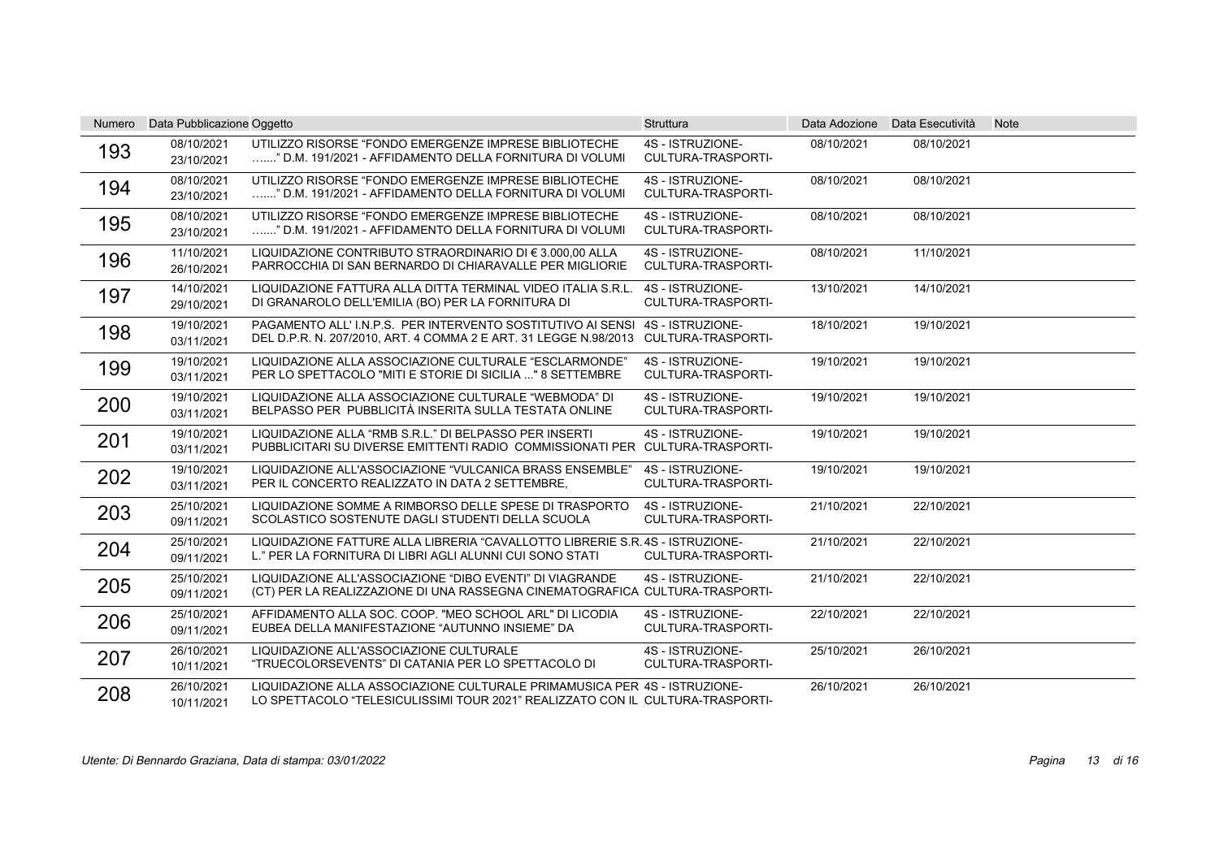| Numero | Data Pubblicazione | Oggetto | Struttura | Data Adozione | Data Esecutività | Note |
|---|---|---|---|---|---|---|
| 193 | 08/10/2021<br>23/10/2021 | UTILIZZO RISORSE "FONDO EMERGENZE IMPRESE BIBLIOTECHE ......." D.M. 191/2021 - AFFIDAMENTO DELLA FORNITURA DI VOLUMI | 4S - ISTRUZIONE-CULTURA-TRASPORTI- | 08/10/2021 | 08/10/2021 | |
| 194 | 08/10/2021<br>23/10/2021 | UTILIZZO RISORSE "FONDO EMERGENZE IMPRESE BIBLIOTECHE ......." D.M. 191/2021 - AFFIDAMENTO DELLA FORNITURA DI VOLUMI | 4S - ISTRUZIONE-CULTURA-TRASPORTI- | 08/10/2021 | 08/10/2021 | |
| 195 | 08/10/2021<br>23/10/2021 | UTILIZZO RISORSE "FONDO EMERGENZE IMPRESE BIBLIOTECHE ......." D.M. 191/2021 - AFFIDAMENTO DELLA FORNITURA DI VOLUMI | 4S - ISTRUZIONE-CULTURA-TRASPORTI- | 08/10/2021 | 08/10/2021 | |
| 196 | 11/10/2021<br>26/10/2021 | LIQUIDAZIONE CONTRIBUTO STRAORDINARIO DI € 3.000,00 ALLA PARROCCHIA DI SAN BERNARDO DI CHIARAVALLE PER MIGLIORIE | 4S - ISTRUZIONE-CULTURA-TRASPORTI- | 08/10/2021 | 11/10/2021 | |
| 197 | 14/10/2021<br>29/10/2021 | LIQUIDAZIONE FATTURA ALLA DITTA TERMINAL VIDEO ITALIA S.R.L. DI GRANAROLO DELL'EMILIA (BO) PER LA FORNITURA DI | 4S - ISTRUZIONE-CULTURA-TRASPORTI- | 13/10/2021 | 14/10/2021 | |
| 198 | 19/10/2021<br>03/11/2021 | PAGAMENTO ALL' I.N.P.S. PER INTERVENTO SOSTITUTIVO AI SENSI DEL D.P.R. N. 207/2010, ART. 4 COMMA 2 E ART. 31 LEGGE N.98/2013 | 4S - ISTRUZIONE-CULTURA-TRASPORTI- | 18/10/2021 | 19/10/2021 | |
| 199 | 19/10/2021<br>03/11/2021 | LIQUIDAZIONE ALLA ASSOCIAZIONE CULTURALE "ESCLARMONDE" PER LO SPETTACOLO "MITI E STORIE DI SICILIA ..." 8 SETTEMBRE | 4S - ISTRUZIONE-CULTURA-TRASPORTI- | 19/10/2021 | 19/10/2021 | |
| 200 | 19/10/2021<br>03/11/2021 | LIQUIDAZIONE ALLA ASSOCIAZIONE CULTURALE "WEBMODA" DI BELPASSO PER PUBBLICITÀ INSERITA SULLA TESTATA ONLINE | 4S - ISTRUZIONE-CULTURA-TRASPORTI- | 19/10/2021 | 19/10/2021 | |
| 201 | 19/10/2021<br>03/11/2021 | LIQUIDAZIONE ALLA "RMB S.R.L." DI BELPASSO PER INSERTI PUBBLICITARI SU DIVERSE EMITTENTI RADIO COMMISSIONATI PER | 4S - ISTRUZIONE-CULTURA-TRASPORTI- | 19/10/2021 | 19/10/2021 | |
| 202 | 19/10/2021<br>03/11/2021 | LIQUIDAZIONE ALL'ASSOCIAZIONE "VULCANICA BRASS ENSEMBLE" PER IL CONCERTO REALIZZATO IN DATA 2 SETTEMBRE, | 4S - ISTRUZIONE-CULTURA-TRASPORTI- | 19/10/2021 | 19/10/2021 | |
| 203 | 25/10/2021<br>09/11/2021 | LIQUIDAZIONE SOMME A RIMBORSO DELLE SPESE DI TRASPORTO SCOLASTICO SOSTENUTE DAGLI STUDENTI DELLA SCUOLA | 4S - ISTRUZIONE-CULTURA-TRASPORTI- | 21/10/2021 | 22/10/2021 | |
| 204 | 25/10/2021<br>09/11/2021 | LIQUIDAZIONE FATTURE ALLA LIBRERIA "CAVALLOTTO LIBRERIE S.R.L." PER LA FORNITURA DI LIBRI AGLI ALUNNI CUI SONO STATI | 4S - ISTRUZIONE-CULTURA-TRASPORTI- | 21/10/2021 | 22/10/2021 | |
| 205 | 25/10/2021<br>09/11/2021 | LIQUIDAZIONE ALL'ASSOCIAZIONE "DIBO EVENTI" DI VIAGRANDE (CT) PER LA REALIZZAZIONE DI UNA RASSEGNA CINEMATOGRAFICA | 4S - ISTRUZIONE-CULTURA-TRASPORTI- | 21/10/2021 | 22/10/2021 | |
| 206 | 25/10/2021<br>09/11/2021 | AFFIDAMENTO ALLA SOC. COOP. "MEO SCHOOL ARL" DI LICODIA EUBEA DELLA MANIFESTAZIONE "AUTUNNO INSIEME" DA | 4S - ISTRUZIONE-CULTURA-TRASPORTI- | 22/10/2021 | 22/10/2021 | |
| 207 | 26/10/2021<br>10/11/2021 | LIQUIDAZIONE ALL'ASSOCIAZIONE CULTURALE "TRUECOLORSEVENTS" DI CATANIA PER LO SPETTACOLO DI | 4S - ISTRUZIONE-CULTURA-TRASPORTI- | 25/10/2021 | 26/10/2021 | |
| 208 | 26/10/2021<br>10/11/2021 | LIQUIDAZIONE ALLA ASSOCIAZIONE CULTURALE PRIMAMUSICA PER LO SPETTACOLO "TELESICULISSIMI TOUR 2021" REALIZZATO CON IL | 4S - ISTRUZIONE-CULTURA-TRASPORTI- | 26/10/2021 | 26/10/2021 | |

*Utente: Di Bennardo Graziana, Data di stampa: 03/01/2022*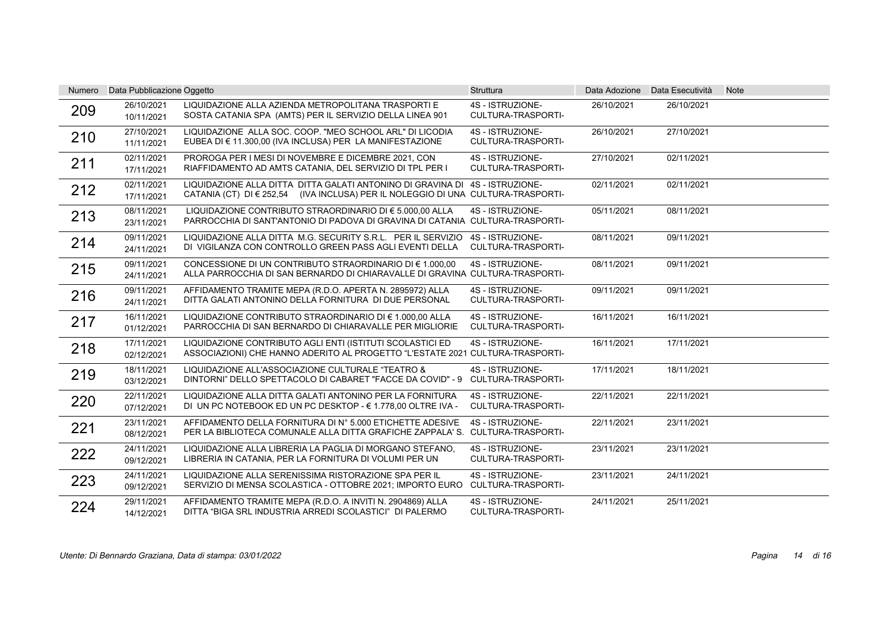| Numero | Data Pubblicazione | Oggetto | Struttura | Data Adozione | Data Esecutività | Note |
|---|---|---|---|---|---|---|
| 209 | 26/10/2021 10/11/2021 | LIQUIDAZIONE ALLA AZIENDA METROPOLITANA TRASPORTI E SOSTA CATANIA SPA (AMTS) PER IL SERVIZIO DELLA LINEA 901 | 4S - ISTRUZIONE-CULTURA-TRASPORTI- | 26/10/2021 | 26/10/2021 | |
| 210 | 27/10/2021 11/11/2021 | LIQUIDAZIONE ALLA SOC. COOP. "MEO SCHOOL ARL" DI LICODIA EUBEA DI € 11.300,00 (IVA INCLUSA) PER LA MANIFESTAZIONE | 4S - ISTRUZIONE-CULTURA-TRASPORTI- | 26/10/2021 | 27/10/2021 | |
| 211 | 02/11/2021 17/11/2021 | PROROGA PER I MESI DI NOVEMBRE E DICEMBRE 2021, CON RIAFFIDAMENTO AD AMTS CATANIA, DEL SERVIZIO DI TPL PER I | 4S - ISTRUZIONE-CULTURA-TRASPORTI- | 27/10/2021 | 02/11/2021 | |
| 212 | 02/11/2021 17/11/2021 | LIQUIDAZIONE ALLA DITTA DITTA GALATI ANTONINO DI GRAVINA DI CATANIA (CT) DI € 252,54 (IVA INCLUSA) PER IL NOLEGGIO DI UNA | 4S - ISTRUZIONE-CULTURA-TRASPORTI- | 02/11/2021 | 02/11/2021 | |
| 213 | 08/11/2021 23/11/2021 | LIQUIDAZIONE CONTRIBUTO STRAORDINARIO DI € 5.000,00 ALLA PARROCCHIA DI SANT'ANTONIO DI PADOVA DI GRAVINA DI CATANIA | 4S - ISTRUZIONE-CULTURA-TRASPORTI- | 05/11/2021 | 08/11/2021 | |
| 214 | 09/11/2021 24/11/2021 | LIQUIDAZIONE ALLA DITTA M.G. SECURITY S.R.L. PER IL SERVIZIO DI VIGILANZA CON CONTROLLO GREEN PASS AGLI EVENTI DELLA | 4S - ISTRUZIONE-CULTURA-TRASPORTI- | 08/11/2021 | 09/11/2021 | |
| 215 | 09/11/2021 24/11/2021 | CONCESSIONE DI UN CONTRIBUTO STRAORDINARIO DI € 1.000,00 ALLA PARROCCHIA DI SAN BERNARDO DI CHIARAVALLE DI GRAVINA | 4S - ISTRUZIONE-CULTURA-TRASPORTI- | 08/11/2021 | 09/11/2021 | |
| 216 | 09/11/2021 24/11/2021 | AFFIDAMENTO TRAMITE MEPA (R.D.O. APERTA N. 2895972) ALLA DITTA GALATI ANTONINO DELLA FORNITURA DI DUE PERSONAL | 4S - ISTRUZIONE-CULTURA-TRASPORTI- | 09/11/2021 | 09/11/2021 | |
| 217 | 16/11/2021 01/12/2021 | LIQUIDAZIONE CONTRIBUTO STRAORDINARIO DI € 1.000,00 ALLA PARROCCHIA DI SAN BERNARDO DI CHIARAVALLE PER MIGLIORIE | 4S - ISTRUZIONE-CULTURA-TRASPORTI- | 16/11/2021 | 16/11/2021 | |
| 218 | 17/11/2021 02/12/2021 | LIQUIDAZIONE CONTRIBUTO AGLI ENTI (ISTITUTI SCOLASTICI ED ASSOCIAZIONI) CHE HANNO ADERITO AL PROGETTO "L'ESTATE 2021 | 4S - ISTRUZIONE-CULTURA-TRASPORTI- | 16/11/2021 | 17/11/2021 | |
| 219 | 18/11/2021 03/12/2021 | LIQUIDAZIONE ALL'ASSOCIAZIONE CULTURALE "TEATRO & DINTORNI" DELLO SPETTACOLO DI CABARET "FACCE DA COVID" - 9 | 4S - ISTRUZIONE-CULTURA-TRASPORTI- | 17/11/2021 | 18/11/2021 | |
| 220 | 22/11/2021 07/12/2021 | LIQUIDAZIONE ALLA DITTA GALATI ANTONINO PER LA FORNITURA DI UN PC NOTEBOOK ED UN PC DESKTOP - € 1.778,00 OLTRE IVA - | 4S - ISTRUZIONE-CULTURA-TRASPORTI- | 22/11/2021 | 22/11/2021 | |
| 221 | 23/11/2021 08/12/2021 | AFFIDAMENTO DELLA FORNITURA DI N° 5.000 ETICHETTE ADESIVE PER LA BIBLIOTECA COMUNALE ALLA DITTA GRAFICHE ZAPPALA' S. | 4S - ISTRUZIONE-CULTURA-TRASPORTI- | 22/11/2021 | 23/11/2021 | |
| 222 | 24/11/2021 09/12/2021 | LIQUIDAZIONE ALLA LIBRERIA LA PAGLIA DI MORGANO STEFANO, LIBRERIA IN CATANIA, PER LA FORNITURA DI VOLUMI PER UN | 4S - ISTRUZIONE-CULTURA-TRASPORTI- | 23/11/2021 | 23/11/2021 | |
| 223 | 24/11/2021 09/12/2021 | LIQUIDAZIONE ALLA SERENISSIMA RISTORAZIONE SPA PER IL SERVIZIO DI MENSA SCOLASTICA - OTTOBRE 2021; IMPORTO EURO | 4S - ISTRUZIONE-CULTURA-TRASPORTI- | 23/11/2021 | 24/11/2021 | |
| 224 | 29/11/2021 14/12/2021 | AFFIDAMENTO TRAMITE MEPA (R.D.O. A INVITI N. 2904869) ALLA DITTA "BIGA SRL INDUSTRIA ARREDI SCOLASTICI" DI PALERMO | 4S - ISTRUZIONE-CULTURA-TRASPORTI- | 24/11/2021 | 25/11/2021 | |

*Utente: Di Bennardo Graziana, Data di stampa: 03/01/2022*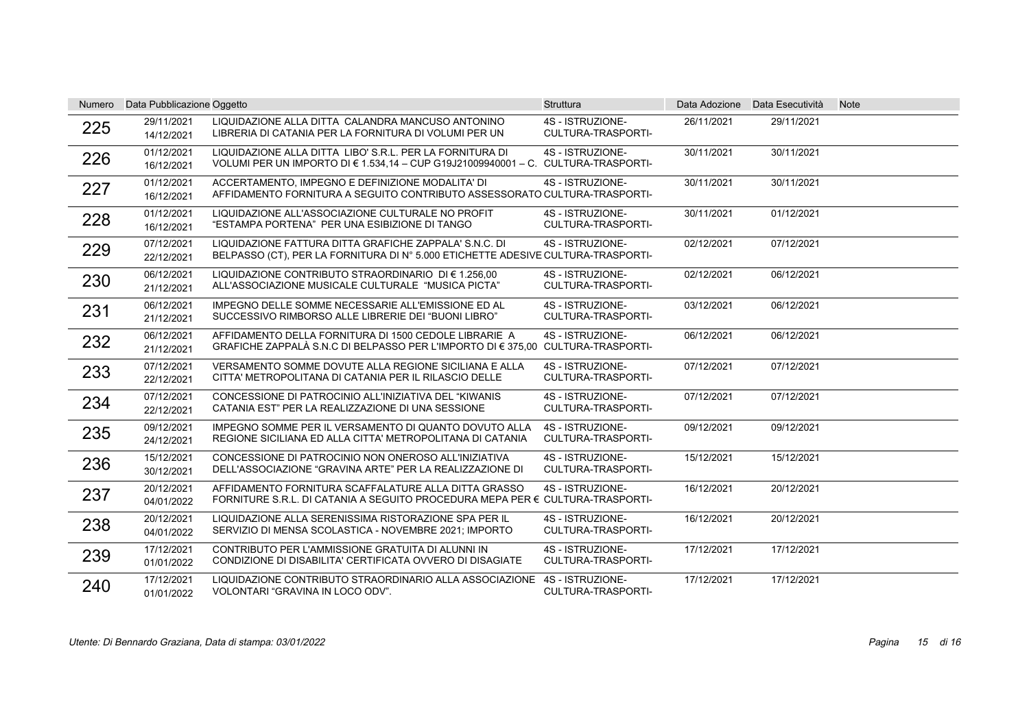| Numero | Data Pubblicazione | Oggetto | Struttura | Data Adozione | Data Esecutività | Note |
|---|---|---|---|---|---|---|
| 225 | 29/11/2021 14/12/2021 | LIQUIDAZIONE ALLA DITTA CALANDRA MANCUSO ANTONINO LIBRERIA DI CATANIA PER LA FORNITURA DI VOLUMI PER UN | 4S - ISTRUZIONE-CULTURA-TRASPORTI- | 26/11/2021 | 29/11/2021 | |
| 226 | 01/12/2021 16/12/2021 | LIQUIDAZIONE ALLA DITTA LIBO' S.R.L. PER LA FORNITURA DI VOLUMI PER UN IMPORTO DI € 1.534,14 – CUP G19J21009940001 – C. | 4S - ISTRUZIONE-CULTURA-TRASPORTI- | 30/11/2021 | 30/11/2021 | |
| 227 | 01/12/2021 16/12/2021 | ACCERTAMENTO, IMPEGNO E DEFINIZIONE MODALITA' DI AFFIDAMENTO FORNITURA A SEGUITO CONTRIBUTO ASSESSORATO | 4S - ISTRUZIONE-CULTURA-TRASPORTI- | 30/11/2021 | 30/11/2021 | |
| 228 | 01/12/2021 16/12/2021 | LIQUIDAZIONE ALL'ASSOCIAZIONE CULTURALE NO PROFIT "ESTAMPA PORTENA" PER UNA ESIBIZIONE DI TANGO | 4S - ISTRUZIONE-CULTURA-TRASPORTI- | 30/11/2021 | 01/12/2021 | |
| 229 | 07/12/2021 22/12/2021 | LIQUIDAZIONE FATTURA DITTA GRAFICHE ZAPPALA' S.N.C. DI BELPASSO (CT), PER LA FORNITURA DI N° 5.000 ETICHETTE ADESIVE | 4S - ISTRUZIONE-CULTURA-TRASPORTI- | 02/12/2021 | 07/12/2021 | |
| 230 | 06/12/2021 21/12/2021 | LIQUIDAZIONE CONTRIBUTO STRAORDINARIO DI € 1.256,00 ALL'ASSOCIAZIONE MUSICALE CULTURALE "MUSICA PICTA" | 4S - ISTRUZIONE-CULTURA-TRASPORTI- | 02/12/2021 | 06/12/2021 | |
| 231 | 06/12/2021 21/12/2021 | IMPEGNO DELLE SOMME NECESSARIE ALL'EMISSIONE ED AL SUCCESSIVO RIMBORSO ALLE LIBRERIE DEI "BUONI LIBRO" | 4S - ISTRUZIONE-CULTURA-TRASPORTI- | 03/12/2021 | 06/12/2021 | |
| 232 | 06/12/2021 21/12/2021 | AFFIDAMENTO DELLA FORNITURA DI 1500 CEDOLE LIBRARIE A GRAFICHE ZAPPALÀ S.N.C DI BELPASSO PER L'IMPORTO DI € 375,00 | 4S - ISTRUZIONE-CULTURA-TRASPORTI- | 06/12/2021 | 06/12/2021 | |
| 233 | 07/12/2021 22/12/2021 | VERSAMENTO SOMME DOVUTE ALLA REGIONE SICILIANA E ALLA CITTA' METROPOLITANA DI CATANIA PER IL RILASCIO DELLE | 4S - ISTRUZIONE-CULTURA-TRASPORTI- | 07/12/2021 | 07/12/2021 | |
| 234 | 07/12/2021 22/12/2021 | CONCESSIONE DI PATROCINIO ALL'INIZIATIVA DEL "KIWANIS CATANIA EST" PER LA REALIZZAZIONE DI UNA SESSIONE | 4S - ISTRUZIONE-CULTURA-TRASPORTI- | 07/12/2021 | 07/12/2021 | |
| 235 | 09/12/2021 24/12/2021 | IMPEGNO SOMME PER IL VERSAMENTO DI QUANTO DOVUTO ALLA REGIONE SICILIANA ED ALLA CITTA' METROPOLITANA DI CATANIA | 4S - ISTRUZIONE-CULTURA-TRASPORTI- | 09/12/2021 | 09/12/2021 | |
| 236 | 15/12/2021 30/12/2021 | CONCESSIONE DI PATROCINIO NON ONEROSO ALL'INIZIATIVA DELL'ASSOCIAZIONE "GRAVINA ARTE" PER LA REALIZZAZIONE DI | 4S - ISTRUZIONE-CULTURA-TRASPORTI- | 15/12/2021 | 15/12/2021 | |
| 237 | 20/12/2021 04/01/2022 | AFFIDAMENTO FORNITURA SCAFFALATURE ALLA DITTA GRASSO FORNITURE S.R.L. DI CATANIA A SEGUITO PROCEDURA MEPA PER € | 4S - ISTRUZIONE-CULTURA-TRASPORTI- | 16/12/2021 | 20/12/2021 | |
| 238 | 20/12/2021 04/01/2022 | LIQUIDAZIONE ALLA SERENISSIMA RISTORAZIONE SPA PER IL SERVIZIO DI MENSA SCOLASTICA - NOVEMBRE 2021; IMPORTO | 4S - ISTRUZIONE-CULTURA-TRASPORTI- | 16/12/2021 | 20/12/2021 | |
| 239 | 17/12/2021 01/01/2022 | CONTRIBUTO PER L'AMMISSIONE GRATUITA DI ALUNNI IN CONDIZIONE DI DISABILITA' CERTIFICATA OVVERO DI DISAGIATE | 4S - ISTRUZIONE-CULTURA-TRASPORTI- | 17/12/2021 | 17/12/2021 | |
| 240 | 17/12/2021 01/01/2022 | LIQUIDAZIONE CONTRIBUTO STRAORDINARIO ALLA ASSOCIAZIONE VOLONTARI "GRAVINA IN LOCO ODV". | 4S - ISTRUZIONE-CULTURA-TRASPORTI- | 17/12/2021 | 17/12/2021 | |

*Utente: Di Bennardo Graziana, Data di stampa: 03/01/2022*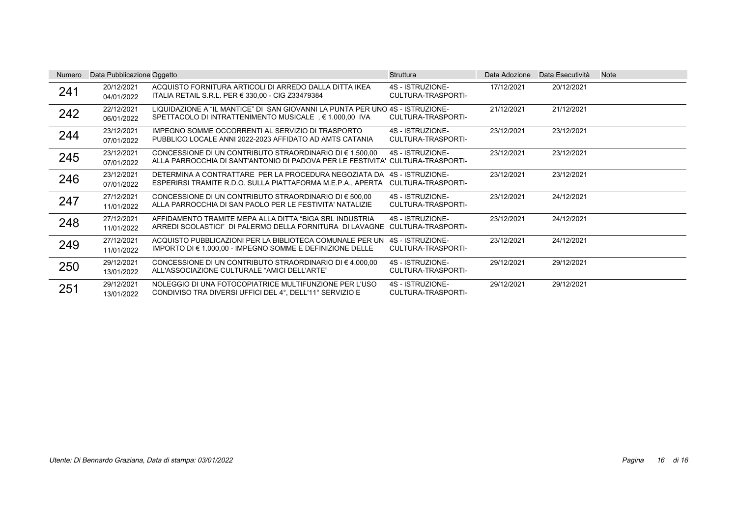| Numero | Data Pubblicazione | Oggetto | Struttura | Data Adozione | Data Esecutività | Note |
|---|---|---|---|---|---|---|
| 241 | 20/12/2021 04/01/2022 | ACQUISTO FORNITURA ARTICOLI DI ARREDO DALLA DITTA IKEA ITALIA RETAIL S.R.L. PER € 330,00 - CIG Z33479384 | 4S - ISTRUZIONE-CULTURA-TRASPORTI- | 17/12/2021 | 20/12/2021 | |
| 242 | 22/12/2021 06/01/2022 | LIQUIDAZIONE A "IL MANTICE" DI SAN GIOVANNI LA PUNTA PER UNO SPETTACOLO DI INTRATTENIMENTO MUSICALE , € 1.000,00 IVA | 4S - ISTRUZIONE-CULTURA-TRASPORTI- | 21/12/2021 | 21/12/2021 | |
| 244 | 23/12/2021 07/01/2022 | IMPEGNO SOMME OCCORRENTI AL SERVIZIO DI TRASPORTO PUBBLICO LOCALE ANNI 2022-2023 AFFIDATO AD AMTS CATANIA | 4S - ISTRUZIONE-CULTURA-TRASPORTI- | 23/12/2021 | 23/12/2021 | |
| 245 | 23/12/2021 07/01/2022 | CONCESSIONE DI UN CONTRIBUTO STRAORDINARIO DI € 1.500,00 ALLA PARROCCHIA DI SANT'ANTONIO DI PADOVA PER LE FESTIVITA' | 4S - ISTRUZIONE-CULTURA-TRASPORTI- | 23/12/2021 | 23/12/2021 | |
| 246 | 23/12/2021 07/01/2022 | DETERMINA A CONTRATTARE PER LA PROCEDURA NEGOZIATA DA ESPERIRSI TRAMITE R.D.O. SULLA PIATTAFORMA M.E.P.A., APERTA | 4S - ISTRUZIONE-CULTURA-TRASPORTI- | 23/12/2021 | 23/12/2021 | |
| 247 | 27/12/2021 11/01/2022 | CONCESSIONE DI UN CONTRIBUTO STRAORDINARIO DI € 500,00 ALLA PARROCCHIA DI SAN PAOLO PER LE FESTIVITA' NATALIZIE | 4S - ISTRUZIONE-CULTURA-TRASPORTI- | 23/12/2021 | 24/12/2021 | |
| 248 | 27/12/2021 11/01/2022 | AFFIDAMENTO TRAMITE MEPA ALLA DITTA "BIGA SRL INDUSTRIA ARREDI SCOLASTICI" DI PALERMO DELLA FORNITURA DI LAVAGNE | 4S - ISTRUZIONE-CULTURA-TRASPORTI- | 23/12/2021 | 24/12/2021 | |
| 249 | 27/12/2021 11/01/2022 | ACQUISTO PUBBLICAZIONI PER LA BIBLIOTECA COMUNALE PER UN IMPORTO DI € 1.000,00 - IMPEGNO SOMME E DEFINIZIONE DELLE | 4S - ISTRUZIONE-CULTURA-TRASPORTI- | 23/12/2021 | 24/12/2021 | |
| 250 | 29/12/2021 13/01/2022 | CONCESSIONE DI UN CONTRIBUTO STRAORDINARIO DI € 4.000,00 ALL'ASSOCIAZIONE CULTURALE "AMICI DELL'ARTE" | 4S - ISTRUZIONE-CULTURA-TRASPORTI- | 29/12/2021 | 29/12/2021 | |
| 251 | 29/12/2021 13/01/2022 | NOLEGGIO DI UNA FOTOCOPIATRICE MULTIFUNZIONE PER L'USO CONDIVISO TRA DIVERSI UFFICI DEL 4°, DELL'11° SERVIZIO E | 4S - ISTRUZIONE-CULTURA-TRASPORTI- | 29/12/2021 | 29/12/2021 | |

*Utente: Di Bennardo Graziana, Data di stampa: 03/01/2022*